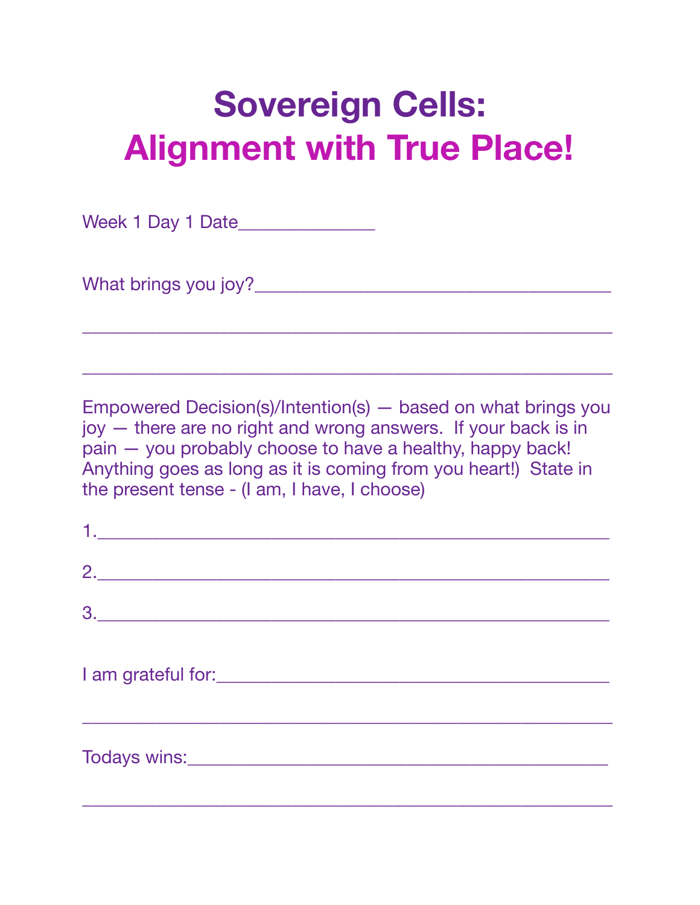# Sovereign Cells:
# Alignment with True Place!

Week 1 Day 1 Date______________

What brings you joy?____________________________________

________________________________________________________

________________________________________________________

Empowered Decision(s)/Intention(s) — based on what brings you joy — there are no right and wrong answers. If your back is in pain — you probably choose to have a healthy, happy back! Anything goes as long as it is coming from you heart!) State in the present tense - (I am, I have, I choose)

1.______________________________________________________

2.______________________________________________________

3.______________________________________________________

I am grateful for:_________________________________________

________________________________________________________

Todays wins:_____________________________________________

________________________________________________________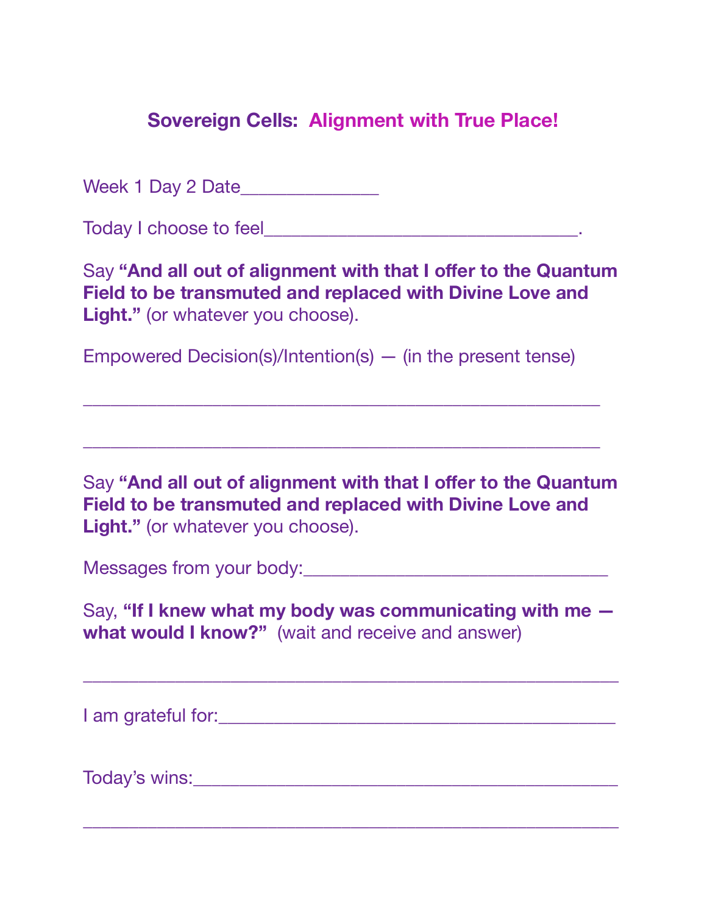## Sovereign Cells: Alignment with True Place!

Week 1 Day 2 Date______________

Today I choose to feel________________________________.

Say **"And all out of alignment with that I offer to the Quantum Field to be transmuted and replaced with Divine Love and Light."** (or whatever you choose).

Empowered Decision(s)/Intention(s) — (in the present tense)

_____________________________________________________

_____________________________________________________

Say **"And all out of alignment with that I offer to the Quantum Field to be transmuted and replaced with Divine Love and Light."** (or whatever you choose).

Messages from your body:_______________________________

Say, **"If I knew what my body was communicating with me — what would I know?"** (wait and receive and answer)

_______________________________________________________

I am grateful for:_________________________________________

Today's wins:____________________________________________

_______________________________________________________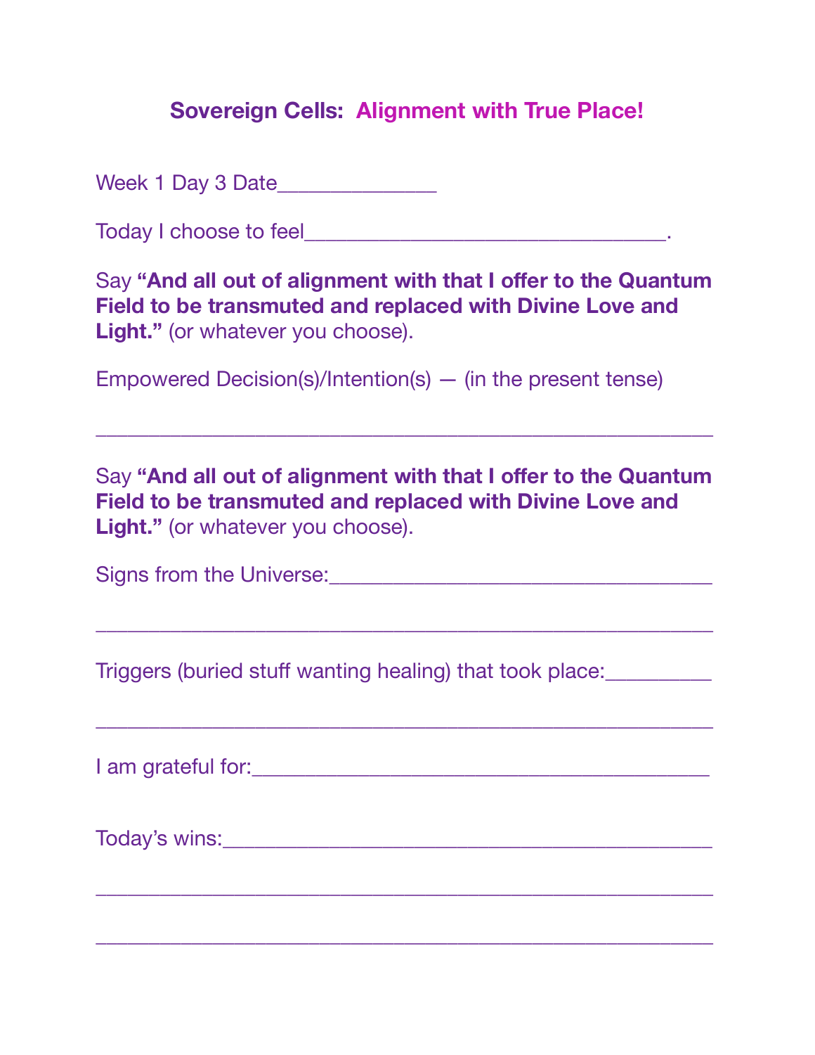# Sovereign Cells: Alignment with True Place!

Week 1 Day 3 Date______________

Today I choose to feel________________________________.

Say **"And all out of alignment with that I offer to the Quantum Field to be transmuted and replaced with Divine Love and Light."** (or whatever you choose).

Empowered Decision(s)/Intention(s) — (in the present tense)

_______________________________________________________

Say **"And all out of alignment with that I offer to the Quantum Field to be transmuted and replaced with Divine Love and Light."** (or whatever you choose).

Signs from the Universe:__________________________________

_______________________________________________________

Triggers (buried stuff wanting healing) that took place:_________

_______________________________________________________

I am grateful for:_________________________________________

Today's wins:____________________________________________

_______________________________________________________

_______________________________________________________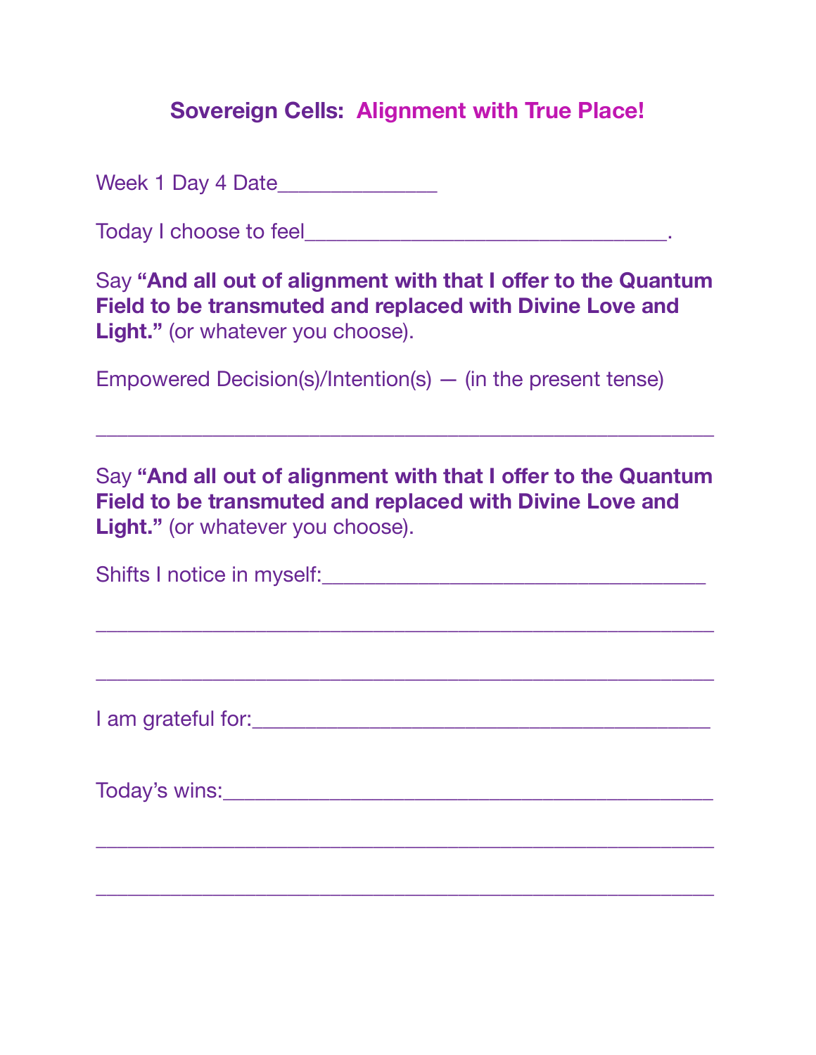## Sovereign Cells: Alignment with True Place!

Week 1 Day 4 Date______________

Today I choose to feel________________________________.

Say **"And all out of alignment with that I offer to the Quantum Field to be transmuted and replaced with Divine Love and Light."** (or whatever you choose).

Empowered Decision(s)/Intention(s) — (in the present tense)

_______________________________________________________

Say **"And all out of alignment with that I offer to the Quantum Field to be transmuted and replaced with Divine Love and Light."** (or whatever you choose).

Shifts I notice in myself:__________________________________

_______________________________________________________

_______________________________________________________

I am grateful for:__________________________________________

Today's wins:______________________________________________

_______________________________________________________

_______________________________________________________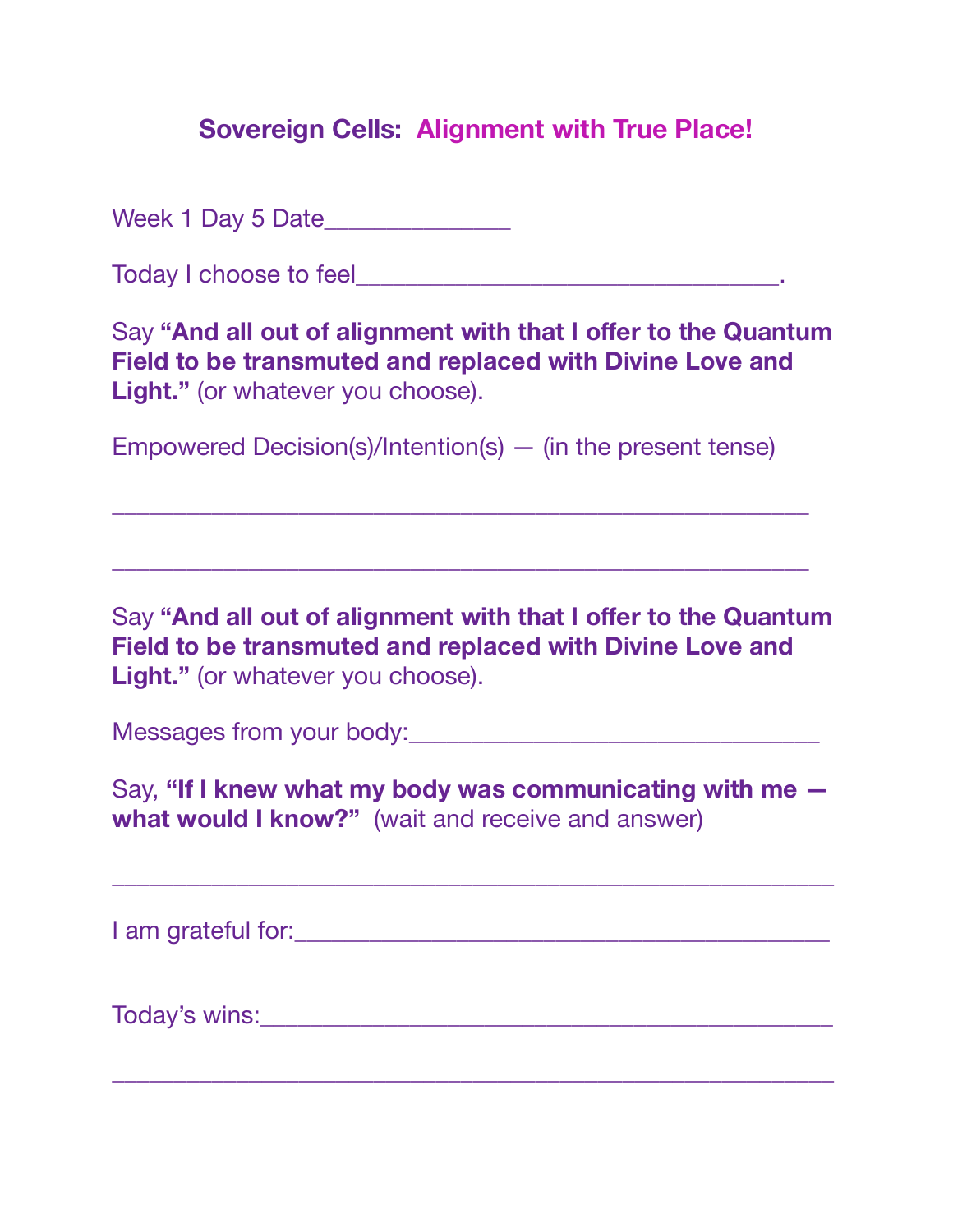## Sovereign Cells: Alignment with True Place!

Week 1 Day 5 Date______________

Today I choose to feel________________________________.

Say **"And all out of alignment with that I offer to the Quantum Field to be transmuted and replaced with Divine Love and Light."** (or whatever you choose).

Empowered Decision(s)/Intention(s) — (in the present tense)

_____________________________________________________

_____________________________________________________

Say **"And all out of alignment with that I offer to the Quantum Field to be transmuted and replaced with Divine Love and Light."** (or whatever you choose).

Messages from your body:______________________________

Say, **"If I knew what my body was communicating with me — what would I know?"** (wait and receive and answer)

_______________________________________________________

I am grateful for:_________________________________________

Today's wins:____________________________________________

_______________________________________________________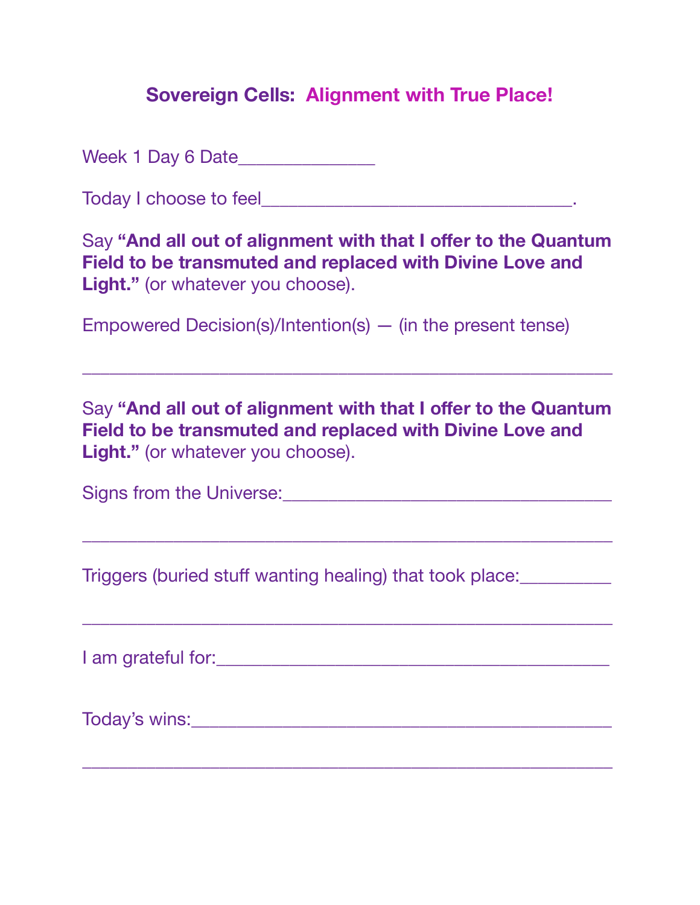## **Sovereign Cells: Alignment with True Place!**

Week 1 Day 6 Date______________

Today I choose to feel________________________________.

Say **"And all out of alignment with that I offer to the Quantum Field to be transmuted and replaced with Divine Love and Light."** (or whatever you choose).

Empowered Decision(s)/Intention(s) — (in the present tense)

_______________________________________________________

Say **"And all out of alignment with that I offer to the Quantum Field to be transmuted and replaced with Divine Love and Light."** (or whatever you choose).

Signs from the Universe:__________________________________

_______________________________________________________

Triggers (buried stuff wanting healing) that took place:_________

_______________________________________________________

I am grateful for:_________________________________________

Today's wins:____________________________________________

_______________________________________________________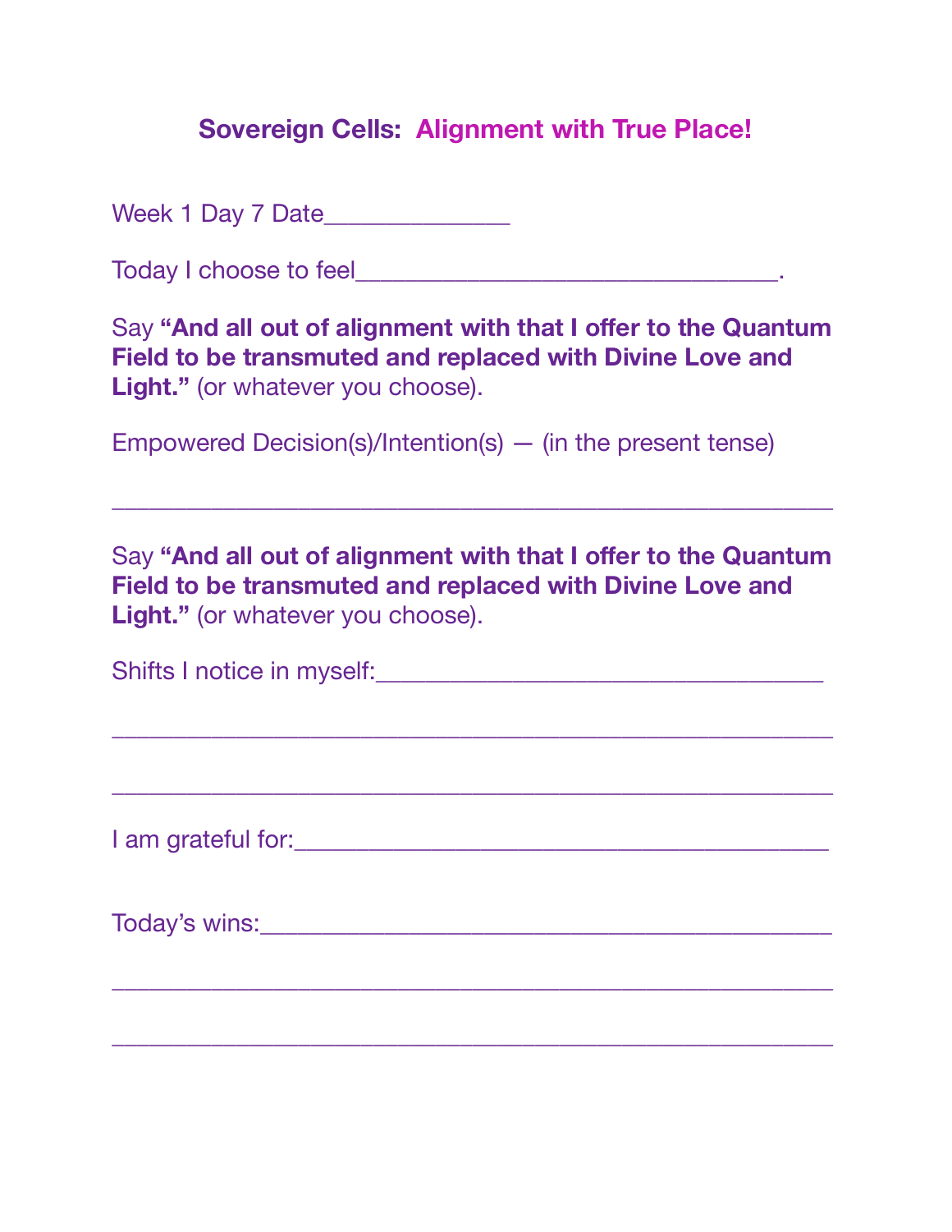# Sovereign Cells: Alignment with True Place!

Week 1 Day 7 Date______________

Today I choose to feel________________________________.

Say **"And all out of alignment with that I offer to the Quantum Field to be transmuted and replaced with Divine Love and Light."** (or whatever you choose).

Empowered Decision(s)/Intention(s) — (in the present tense)

______________________________________________________

Say **"And all out of alignment with that I offer to the Quantum Field to be transmuted and replaced with Divine Love and Light."** (or whatever you choose).

Shifts I notice in myself:_________________________________

______________________________________________________

______________________________________________________

I am grateful for:________________________________________

Today's wins:___________________________________________

______________________________________________________

______________________________________________________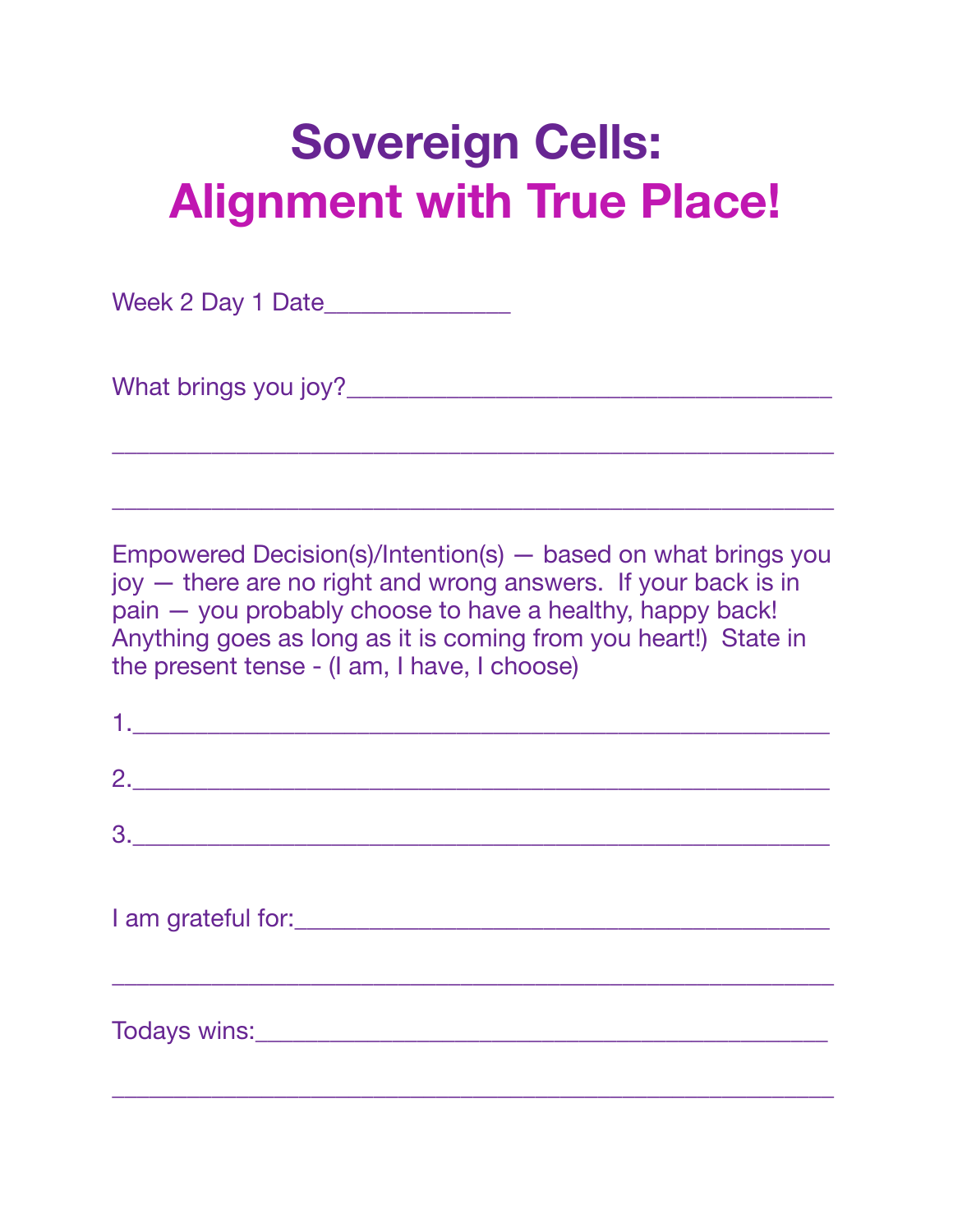# Sovereign Cells:
# Alignment with True Place!

Week 2 Day 1 Date______________

What brings you joy?_____________________________________

__________________________________________________

__________________________________________________

Empowered Decision(s)/Intention(s) — based on what brings you joy — there are no right and wrong answers. If your back is in pain — you probably choose to have a healthy, happy back! Anything goes as long as it is coming from you heart!) State in the present tense - (I am, I have, I choose)

1.________________________________________________

2.________________________________________________

3.________________________________________________

I am grateful for:________________________________________

__________________________________________________

Todays wins:____________________________________________

__________________________________________________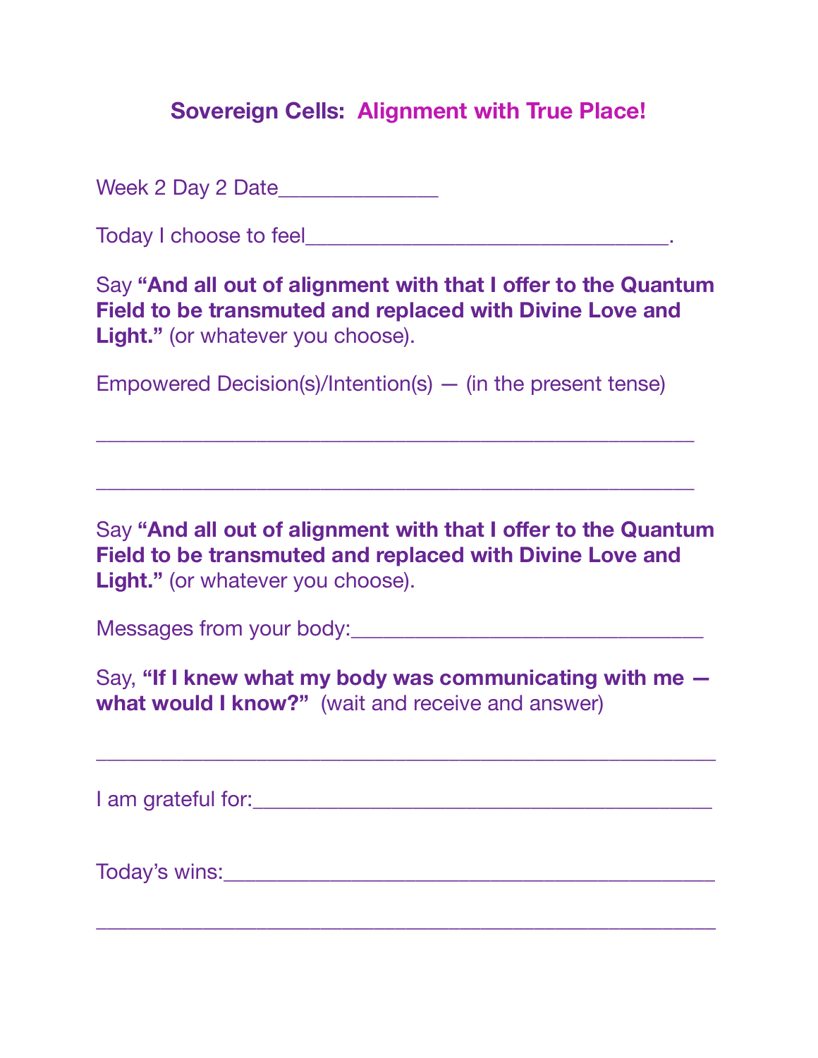## **Sovereign Cells: Alignment with True Place!**

Week 2 Day 2 Date______________

Today I choose to feel________________________________.

Say **"And all out of alignment with that I offer to the Quantum Field to be transmuted and replaced with Divine Love and Light."** (or whatever you choose).

Empowered Decision(s)/Intention(s) — (in the present tense)

_____________________________________________________

_____________________________________________________

Say **"And all out of alignment with that I offer to the Quantum Field to be transmuted and replaced with Divine Love and Light."** (or whatever you choose).

Messages from your body:_______________________________

Say, **"If I knew what my body was communicating with me — what would I know?"** (wait and receive and answer)

_______________________________________________________

I am grateful for:_________________________________________

Today's wins:____________________________________________

_______________________________________________________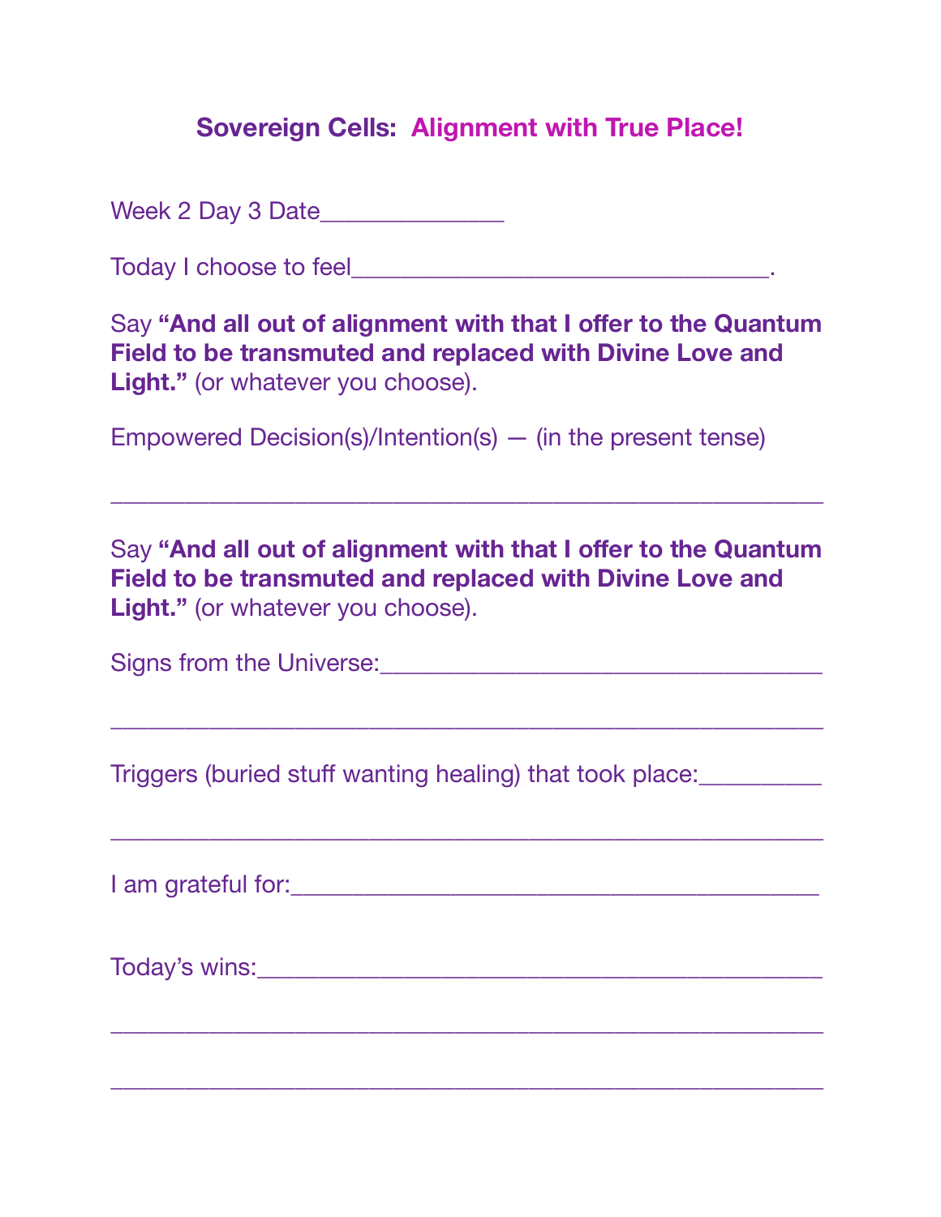## **Sovereign Cells: Alignment with True Place!**

Week 2 Day 3 Date______________

Today I choose to feel________________________________.

Say **"And all out of alignment with that I offer to the Quantum Field to be transmuted and replaced with Divine Love and Light."** (or whatever you choose).

Empowered Decision(s)/Intention(s) — (in the present tense)

_______________________________________________________

Say **"And all out of alignment with that I offer to the Quantum Field to be transmuted and replaced with Divine Love and Light."** (or whatever you choose).

Signs from the Universe:__________________________________

_______________________________________________________

Triggers (buried stuff wanting healing) that took place:_________

_______________________________________________________

I am grateful for:__________________________________________

Today's wins:_____________________________________________

_______________________________________________________

_______________________________________________________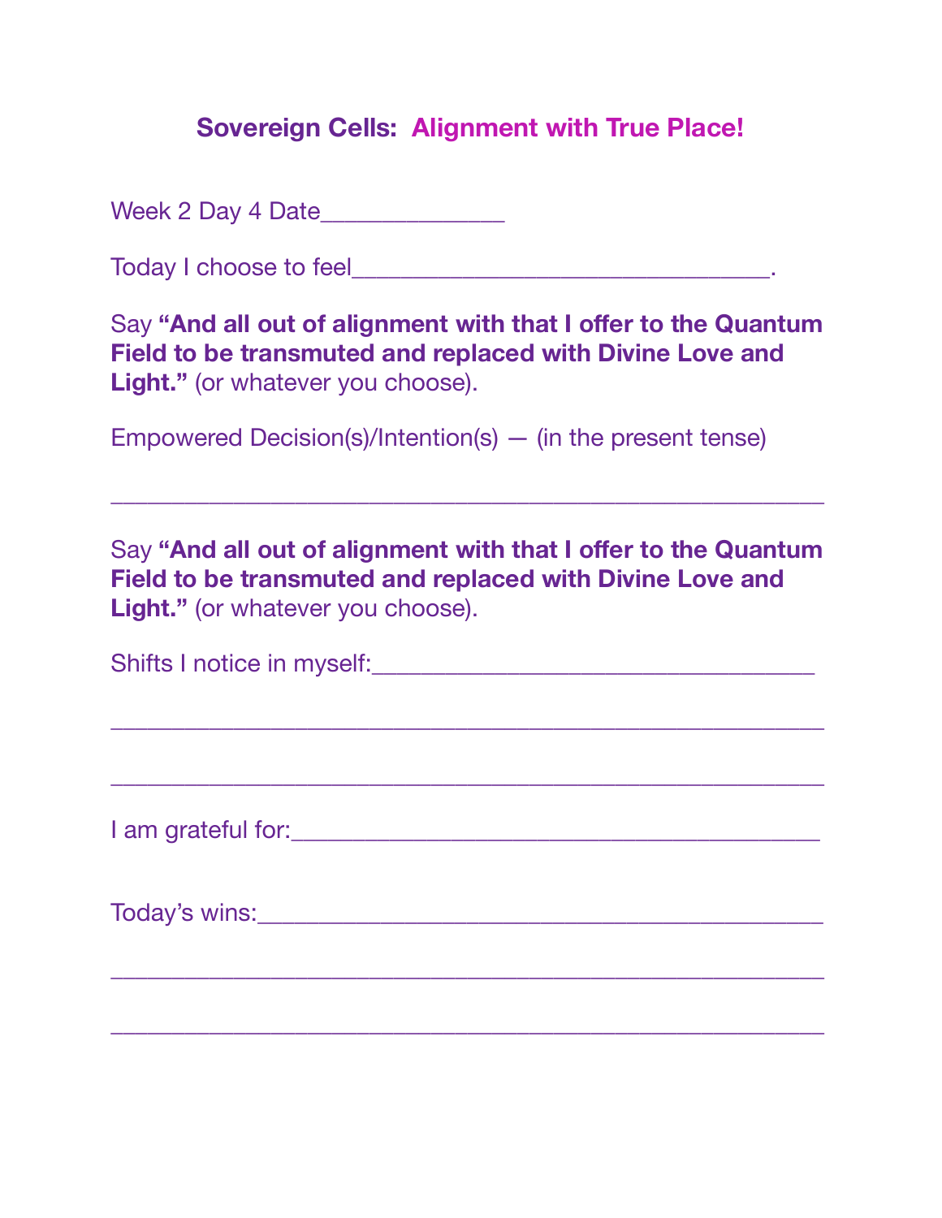# **Sovereign Cells:** **Alignment with True Place!**

Week 2 Day 4 Date______________

Today I choose to feel________________________________.

Say **"And all out of alignment with that I offer to the Quantum Field to be transmuted and replaced with Divine Love and Light."** (or whatever you choose).

Empowered Decision(s)/Intention(s) — (in the present tense)

_______________________________________________________

Say **"And all out of alignment with that I offer to the Quantum Field to be transmuted and replaced with Divine Love and Light."** (or whatever you choose).

Shifts I notice in myself:__________________________________

_______________________________________________________

_______________________________________________________

I am grateful for:_________________________________________

Today's wins:____________________________________________

_______________________________________________________

_______________________________________________________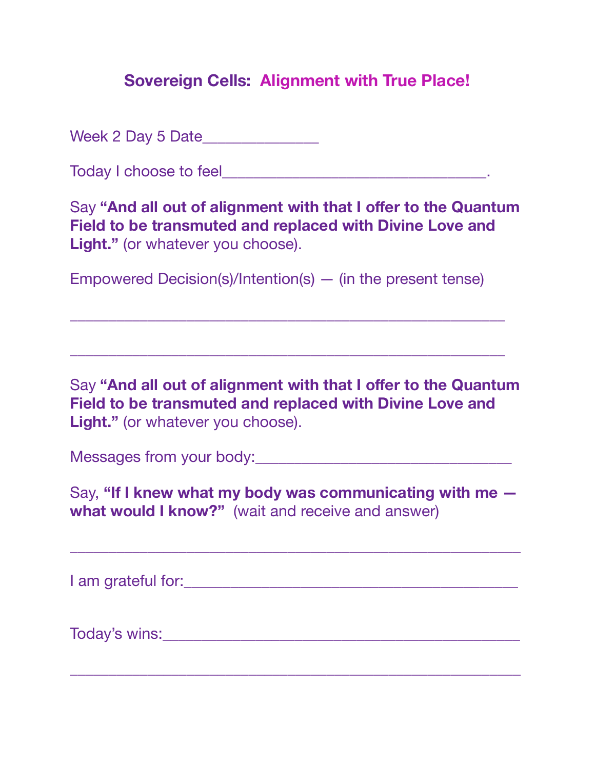## **Sovereign Cells: Alignment with True Place!**

Week 2 Day 5 Date______________

Today I choose to feel________________________________.

Say **"And all out of alignment with that I offer to the Quantum Field to be transmuted and replaced with Divine Love and Light."** (or whatever you choose).

Empowered Decision(s)/Intention(s) — (in the present tense)

_____________________________________________________

_____________________________________________________

Say **"And all out of alignment with that I offer to the Quantum Field to be transmuted and replaced with Divine Love and Light."** (or whatever you choose).

Messages from your body:______________________________

Say, **"If I knew what my body was communicating with me — what would I know?"** (wait and receive and answer)

_____________________________________________________

I am grateful for:_________________________________________

Today's wins:____________________________________________

_____________________________________________________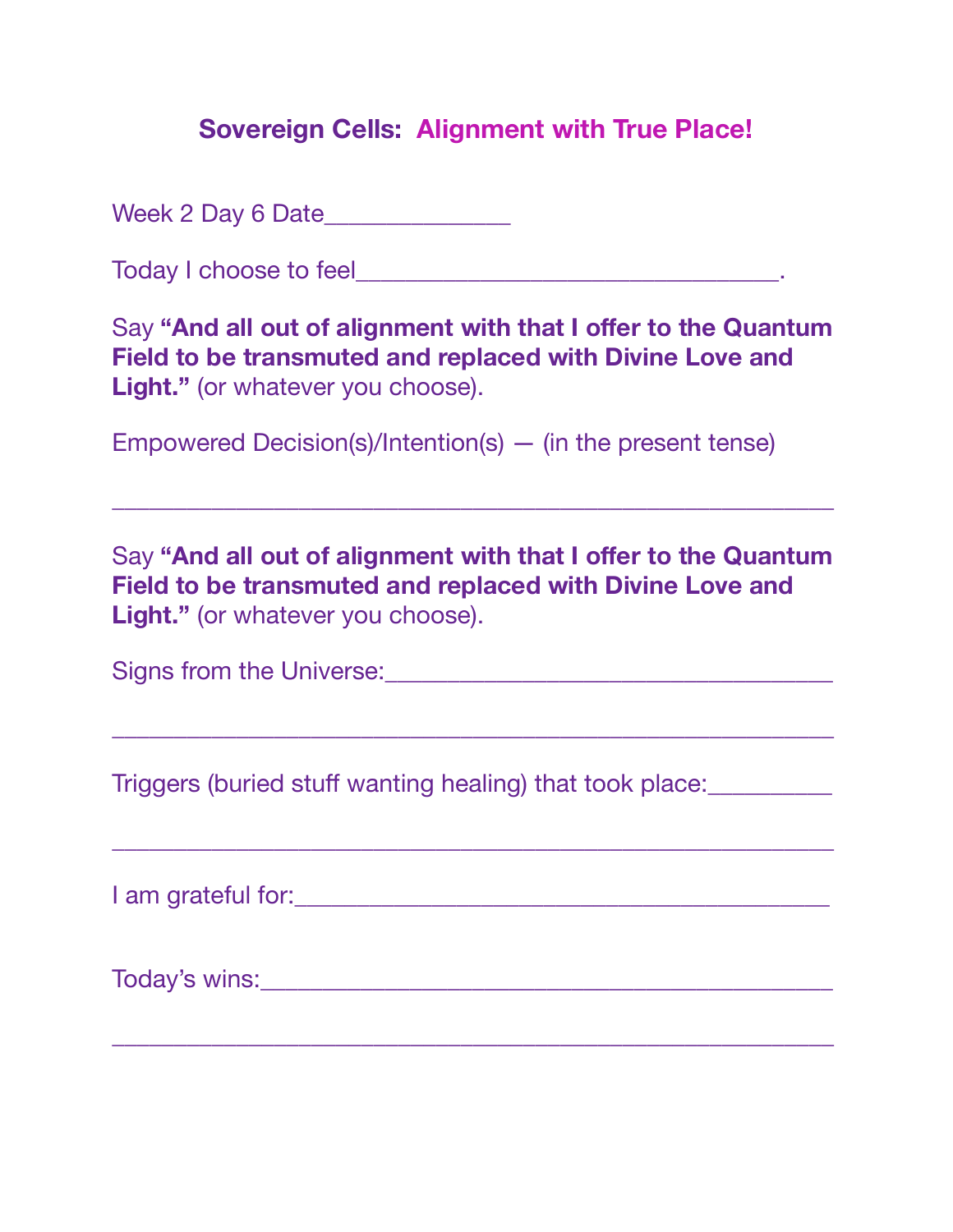# **Sovereign Cells: Alignment with True Place!**

Week 2 Day 6 Date______________

Today I choose to feel________________________________.

Say **"And all out of alignment with that I offer to the Quantum Field to be transmuted and replaced with Divine Love and Light."** (or whatever you choose).

Empowered Decision(s)/Intention(s) — (in the present tense)

_______________________________________________________

Say **"And all out of alignment with that I offer to the Quantum Field to be transmuted and replaced with Divine Love and Light."** (or whatever you choose).

Signs from the Universe:__________________________________

_______________________________________________________

Triggers (buried stuff wanting healing) that took place:_________

_______________________________________________________

I am grateful for:_________________________________________

Today's wins:_____________________________________________

_______________________________________________________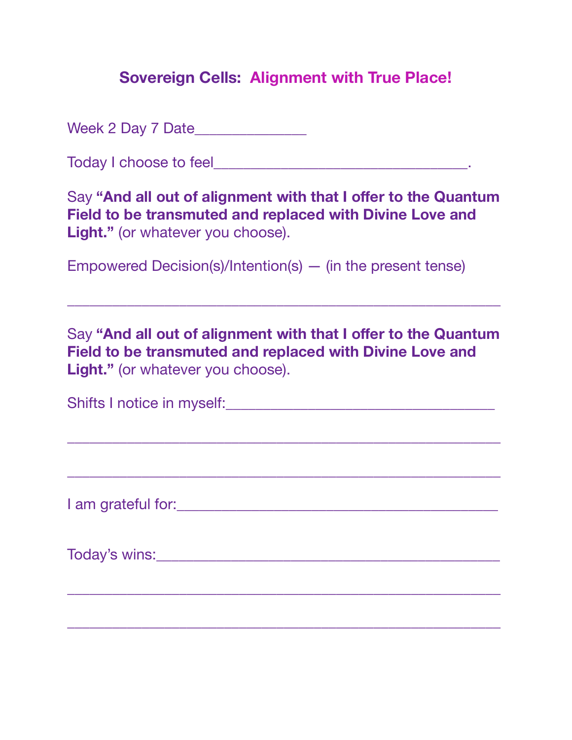# Sovereign Cells: Alignment with True Place!

Week 2 Day 7 Date______________

Today I choose to feel________________________________.

Say **"And all out of alignment with that I offer to the Quantum Field to be transmuted and replaced with Divine Love and Light."** (or whatever you choose).

Empowered Decision(s)/Intention(s) — (in the present tense)

_______________________________________________________

Say **"And all out of alignment with that I offer to the Quantum Field to be transmuted and replaced with Divine Love and Light."** (or whatever you choose).

Shifts I notice in myself:__________________________________

_______________________________________________________

_______________________________________________________

I am grateful for:________________________________________

Today's wins:____________________________________________

_______________________________________________________

_______________________________________________________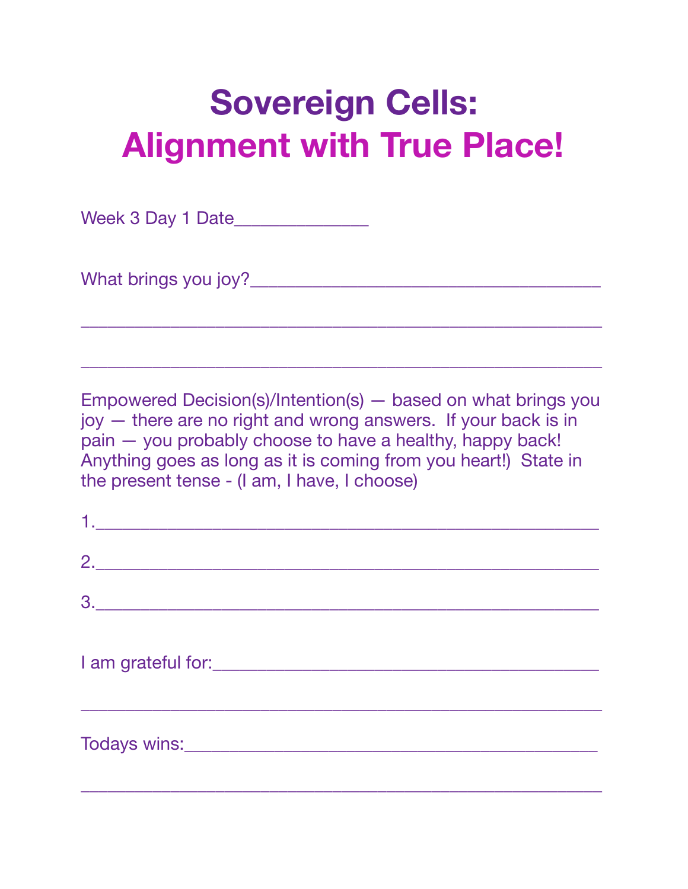# Sovereign Cells:
# Alignment with True Place!

Week 3 Day 1 Date_____________

What brings you joy?___________________________________

_______________________________________________

_______________________________________________

Empowered Decision(s)/Intention(s) — based on what brings you joy — there are no right and wrong answers. If your back is in pain — you probably choose to have a healthy, happy back! Anything goes as long as it is coming from you heart!) State in the present tense - (I am, I have, I choose)

1.______________________________________________

2.______________________________________________

3.______________________________________________

I am grateful for:_______________________________________

_______________________________________________

Todays wins:___________________________________________

_______________________________________________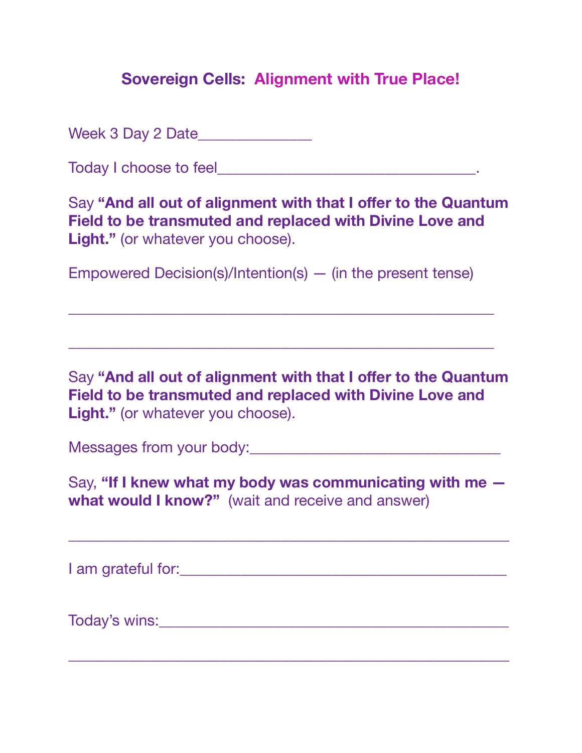## **Sovereign Cells: Alignment with True Place!**

Week 3 Day 2 Date______________

Today I choose to feel________________________________.

Say **"And all out of alignment with that I offer to the Quantum Field to be transmuted and replaced with Divine Love and Light."** (or whatever you choose).

Empowered Decision(s)/Intention(s) — (in the present tense)

_____________________________________________________

_____________________________________________________

Say **"And all out of alignment with that I offer to the Quantum Field to be transmuted and replaced with Divine Love and Light."** (or whatever you choose).

Messages from your body:______________________________

Say, **"If I knew what my body was communicating with me — what would I know?"** (wait and receive and answer)

_____________________________________________________

I am grateful for:________________________________________

Today's wins:____________________________________________

_____________________________________________________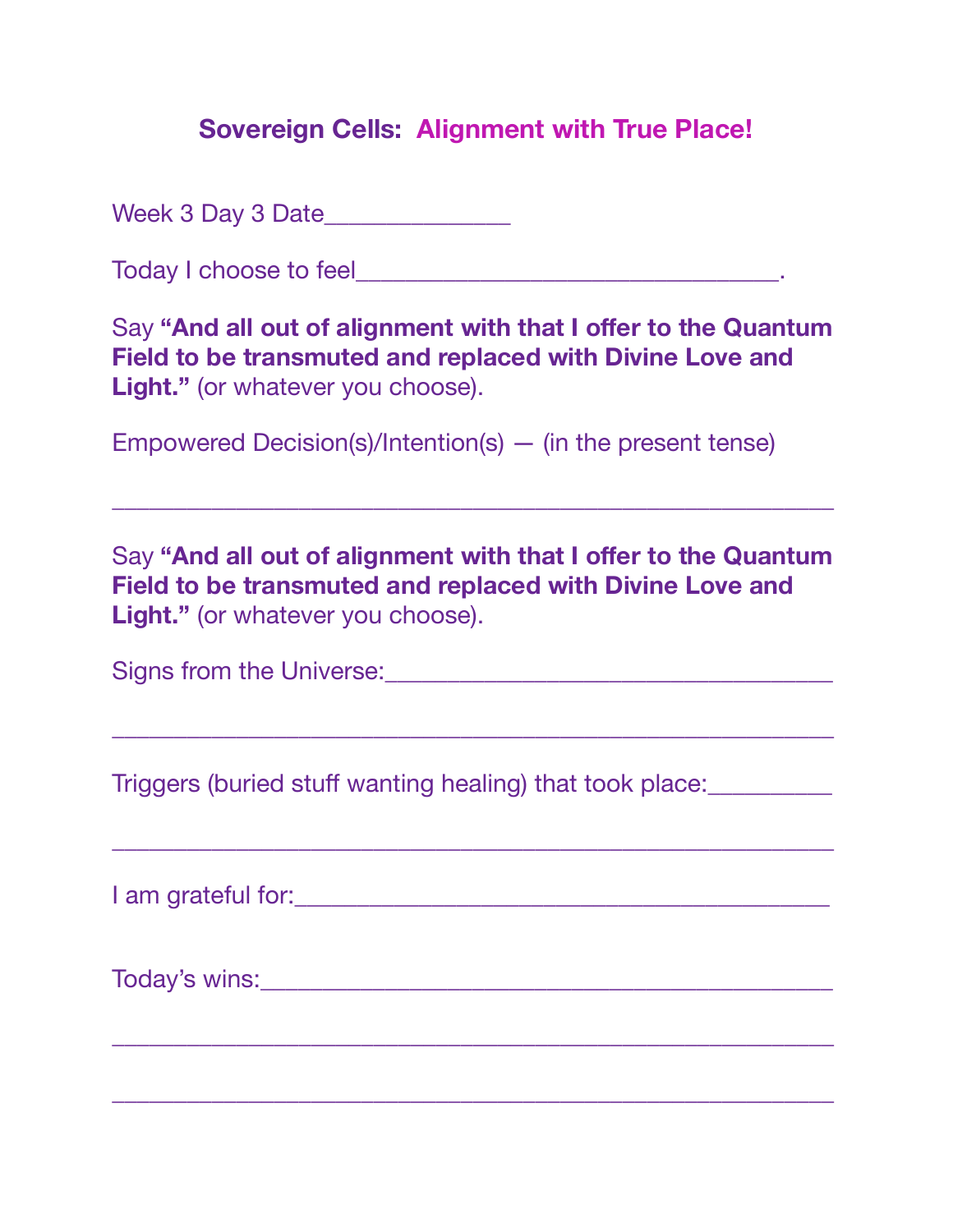## **Sovereign Cells: Alignment with True Place!**

Week 3 Day 3 Date______________

Today I choose to feel________________________________.

Say **"And all out of alignment with that I offer to the Quantum Field to be transmuted and replaced with Divine Love and Light."** (or whatever you choose).

Empowered Decision(s)/Intention(s) — (in the present tense)

_______________________________________________________

Say **"And all out of alignment with that I offer to the Quantum Field to be transmuted and replaced with Divine Love and Light."** (or whatever you choose).

Signs from the Universe:__________________________________

_______________________________________________________

Triggers (buried stuff wanting healing) that took place:_________

_______________________________________________________

I am grateful for:__________________________________________

Today's wins:_____________________________________________

_______________________________________________________

_______________________________________________________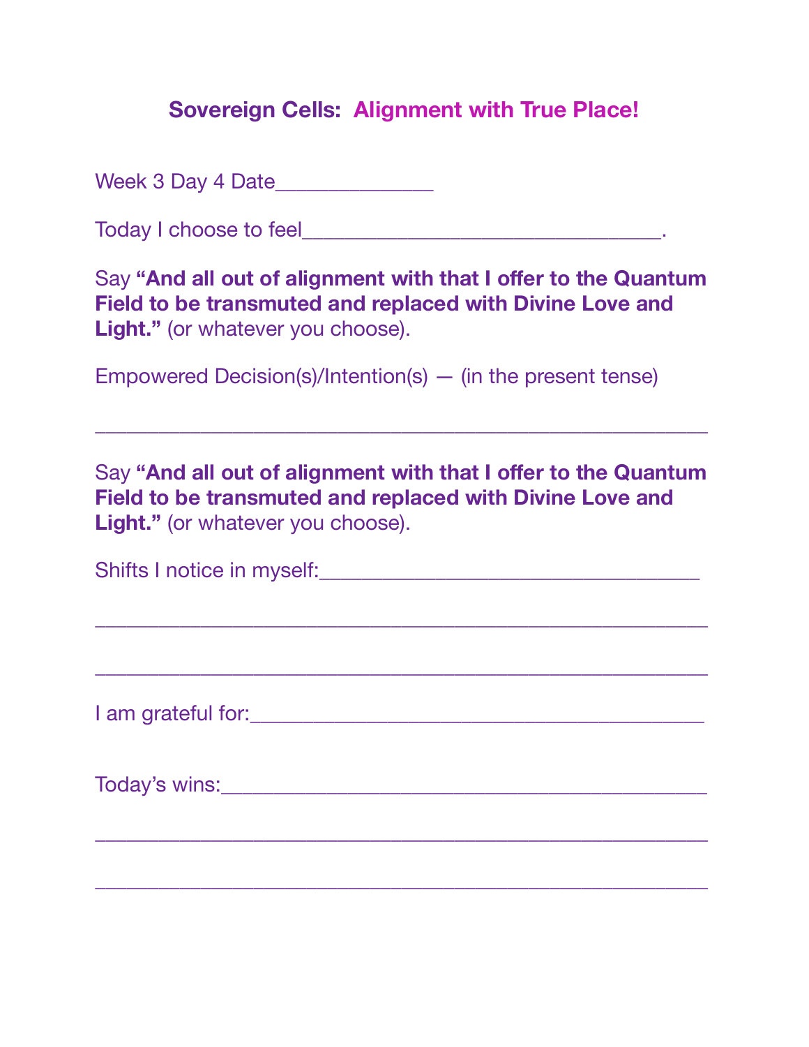# Sovereign Cells: Alignment with True Place!

Week 3 Day 4 Date______________

Today I choose to feel________________________________.

Say **"And all out of alignment with that I offer to the Quantum Field to be transmuted and replaced with Divine Love and Light."** (or whatever you choose).

Empowered Decision(s)/Intention(s) — (in the present tense)

_______________________________________________________

Say **"And all out of alignment with that I offer to the Quantum Field to be transmuted and replaced with Divine Love and Light."** (or whatever you choose).

Shifts I notice in myself:_________________________________

_______________________________________________________

_______________________________________________________

I am grateful for:________________________________________

Today's wins:____________________________________________

_______________________________________________________

_______________________________________________________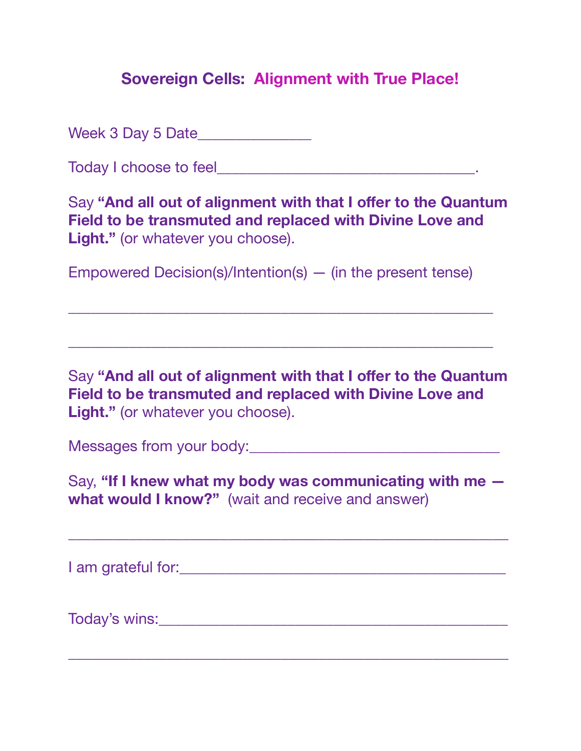## **Sovereign Cells: Alignment with True Place!**

Week 3 Day 5 Date_______________

Today I choose to feel_________________________________.

Say **"And all out of alignment with that I offer to the Quantum Field to be transmuted and replaced with Divine Love and Light."** (or whatever you choose).

Empowered Decision(s)/Intention(s) — (in the present tense)

_______________________________________________________

_______________________________________________________

Say **"And all out of alignment with that I offer to the Quantum Field to be transmuted and replaced with Divine Love and Light."** (or whatever you choose).

Messages from your body:______________________________

Say, **"If I knew what my body was communicating with me — what would I know?"** (wait and receive and answer)

_______________________________________________________

I am grateful for:__________________________________________

Today's wins:______________________________________________

_______________________________________________________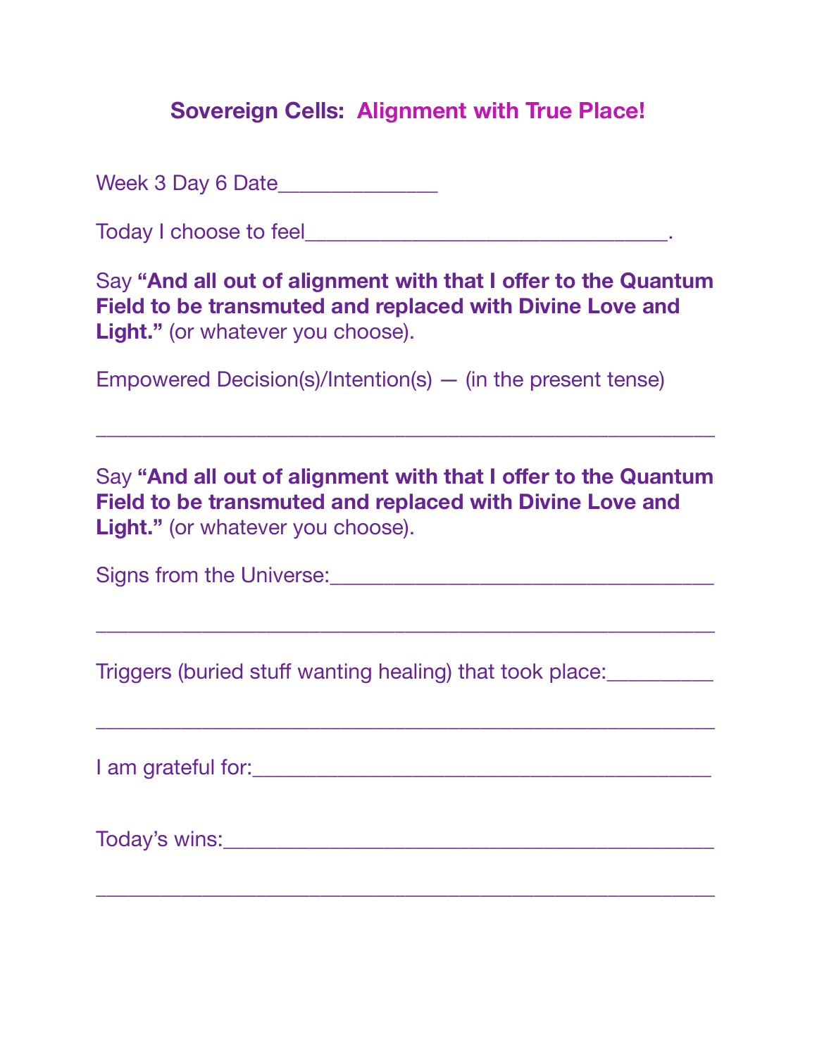## **Sovereign Cells: Alignment with True Place!**

Week 3 Day 6 Date______________

Today I choose to feel________________________________.

Say **"And all out of alignment with that I offer to the Quantum Field to be transmuted and replaced with Divine Love and Light."** (or whatever you choose).

Empowered Decision(s)/Intention(s) — (in the present tense)

_______________________________________________________

Say **"And all out of alignment with that I offer to the Quantum Field to be transmuted and replaced with Divine Love and Light."** (or whatever you choose).

Signs from the Universe:__________________________________

_______________________________________________________

Triggers (buried stuff wanting healing) that took place:_________

_______________________________________________________

I am grateful for:_________________________________________

Today's wins:____________________________________________

_______________________________________________________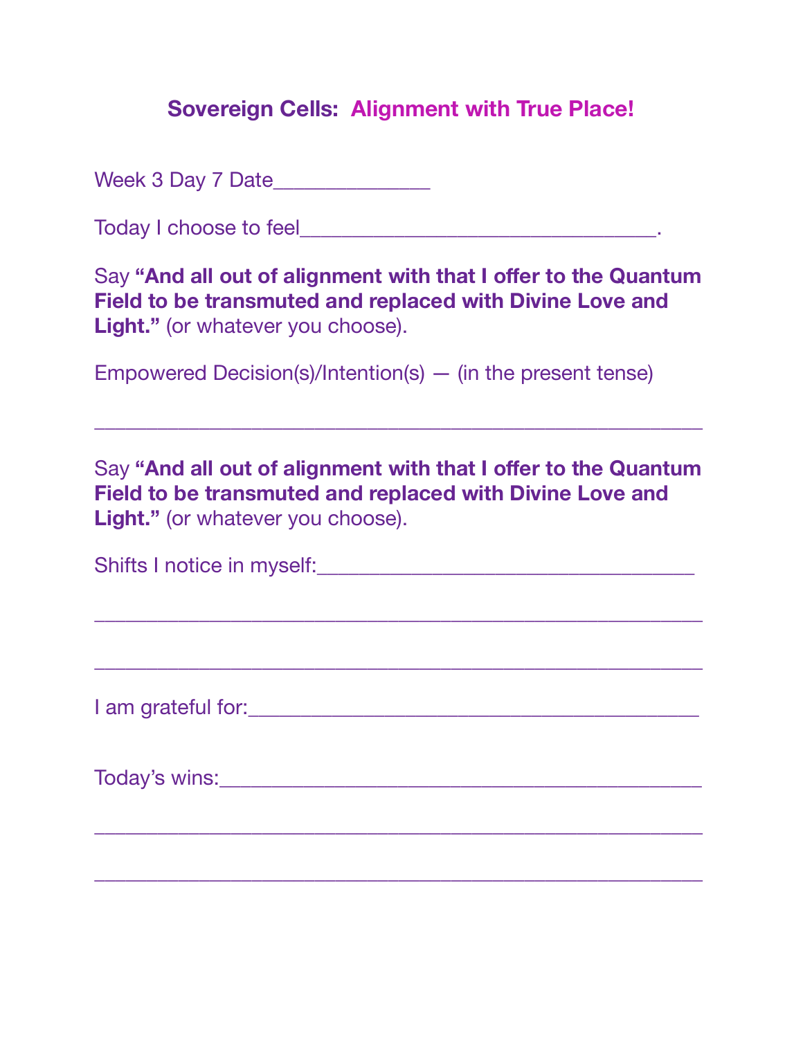# Sovereign Cells: Alignment with True Place!

Week 3 Day 7 Date______________

Today I choose to feel________________________________.

Say **"And all out of alignment with that I offer to the Quantum Field to be transmuted and replaced with Divine Love and Light."** (or whatever you choose).

Empowered Decision(s)/Intention(s) — (in the present tense)

_______________________________________________________

Say **"And all out of alignment with that I offer to the Quantum Field to be transmuted and replaced with Divine Love and Light."** (or whatever you choose).

Shifts I notice in myself:_________________________________

_______________________________________________________

_______________________________________________________

I am grateful for:_________________________________________

Today's wins:____________________________________________

_______________________________________________________

_______________________________________________________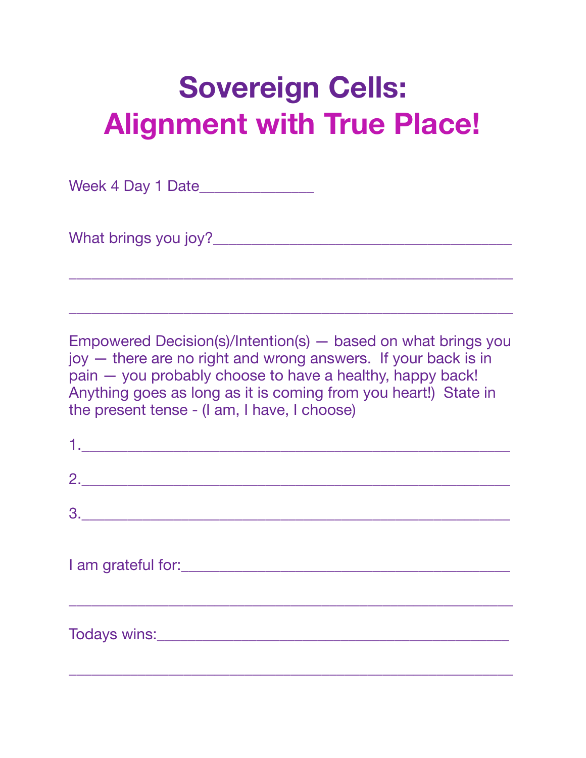# Sovereign Cells:
# Alignment with True Place!

Week 4 Day 1 Date______________

What brings you joy?____________________________________

__________________________________________________

__________________________________________________

Empowered Decision(s)/Intention(s) — based on what brings you joy — there are no right and wrong answers. If your back is in pain — you probably choose to have a healthy, happy back! Anything goes as long as it is coming from you heart!) State in the present tense - (I am, I have, I choose)

1.________________________________________________

2.________________________________________________

3.________________________________________________

I am grateful for:_________________________________________

__________________________________________________

Todays wins:____________________________________________

__________________________________________________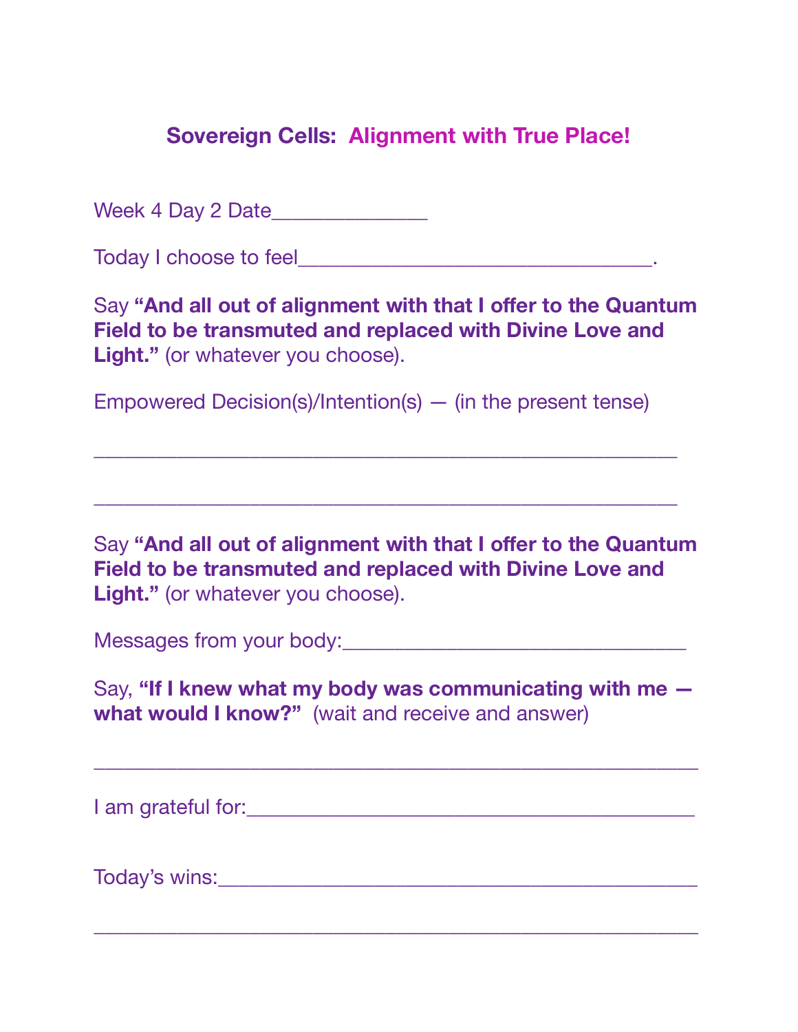## **Sovereign Cells: Alignment with True Place!**

Week 4 Day 2 Date______________

Today I choose to feel________________________________.

Say **"And all out of alignment with that I offer to the Quantum Field to be transmuted and replaced with Divine Love and Light."** (or whatever you choose).

Empowered Decision(s)/Intention(s) — (in the present tense)

_____________________________________________________

_____________________________________________________

Say **"And all out of alignment with that I offer to the Quantum Field to be transmuted and replaced with Divine Love and Light."** (or whatever you choose).

Messages from your body:_______________________________

Say, **"If I knew what my body was communicating with me — what would I know?"** (wait and receive and answer)

_______________________________________________________

I am grateful for:_________________________________________

Today's wins:___________________________________________

_______________________________________________________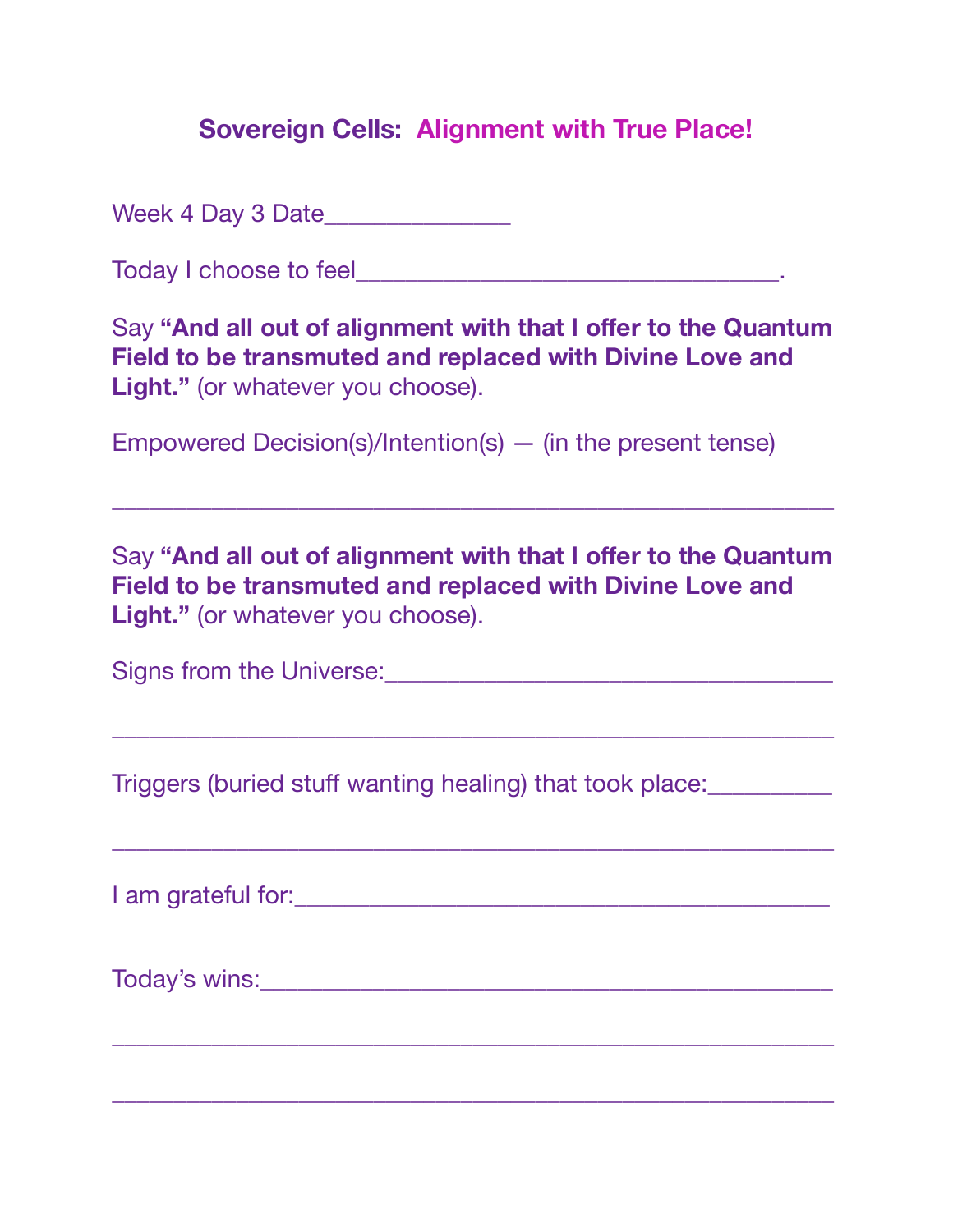## **Sovereign Cells: Alignment with True Place!**

Week 4 Day 3 Date______________

Today I choose to feel________________________________.

Say **"And all out of alignment with that I offer to the Quantum Field to be transmuted and replaced with Divine Love and Light."** (or whatever you choose).

Empowered Decision(s)/Intention(s) — (in the present tense)

_______________________________________________________

Say **"And all out of alignment with that I offer to the Quantum Field to be transmuted and replaced with Divine Love and Light."** (or whatever you choose).

Signs from the Universe:__________________________________

_______________________________________________________

Triggers (buried stuff wanting healing) that took place:_________

_______________________________________________________

I am grateful for:_________________________________________

Today's wins:____________________________________________

_______________________________________________________

_______________________________________________________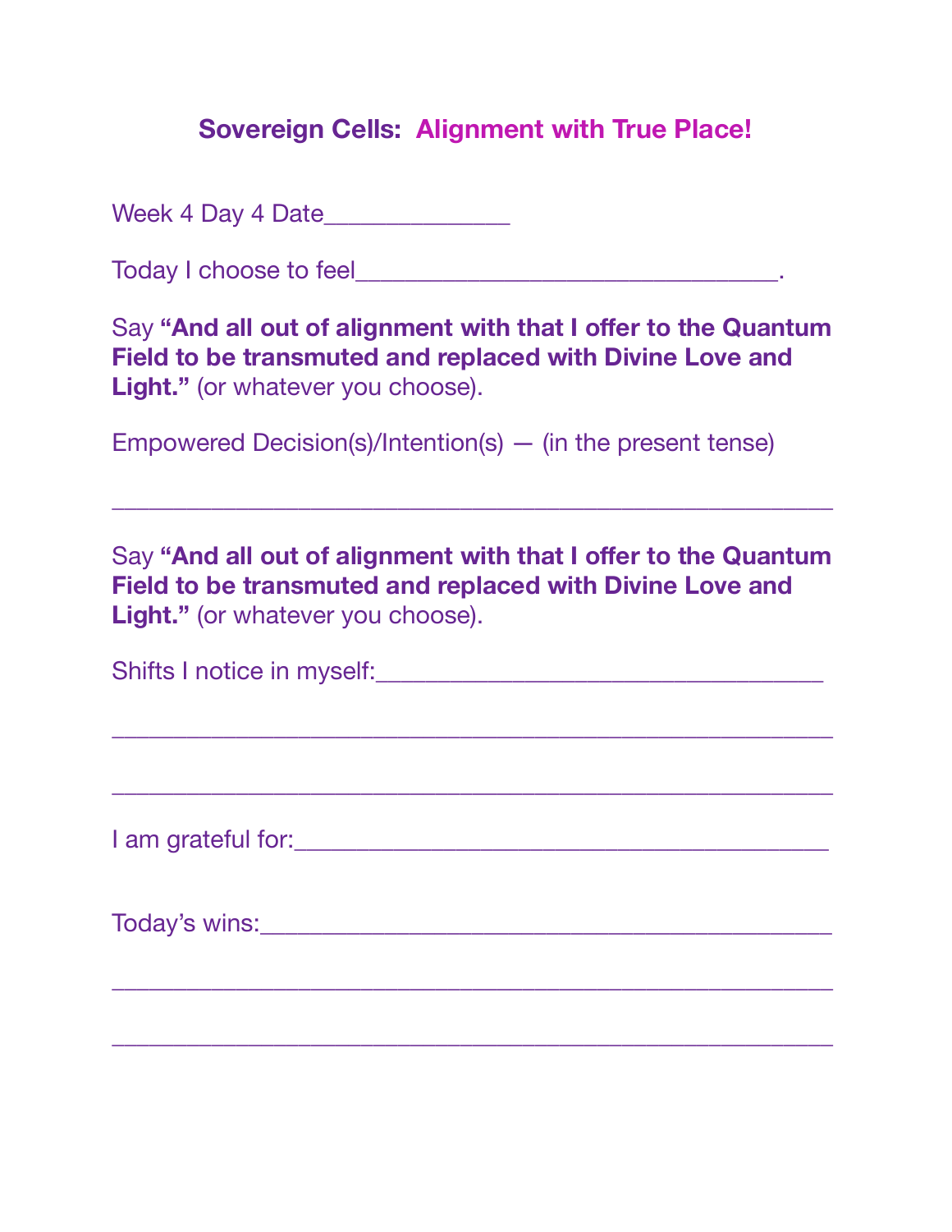## **Sovereign Cells: Alignment with True Place!**

Week 4 Day 4 Date______________

Today I choose to feel________________________________.

Say **"And all out of alignment with that I offer to the Quantum Field to be transmuted and replaced with Divine Love and Light."** (or whatever you choose).

Empowered Decision(s)/Intention(s) — (in the present tense)

_______________________________________________________

Say **"And all out of alignment with that I offer to the Quantum Field to be transmuted and replaced with Divine Love and Light."** (or whatever you choose).

Shifts I notice in myself:__________________________________

_______________________________________________________

_______________________________________________________

I am grateful for:_________________________________________

Today's wins:____________________________________________

_______________________________________________________

_______________________________________________________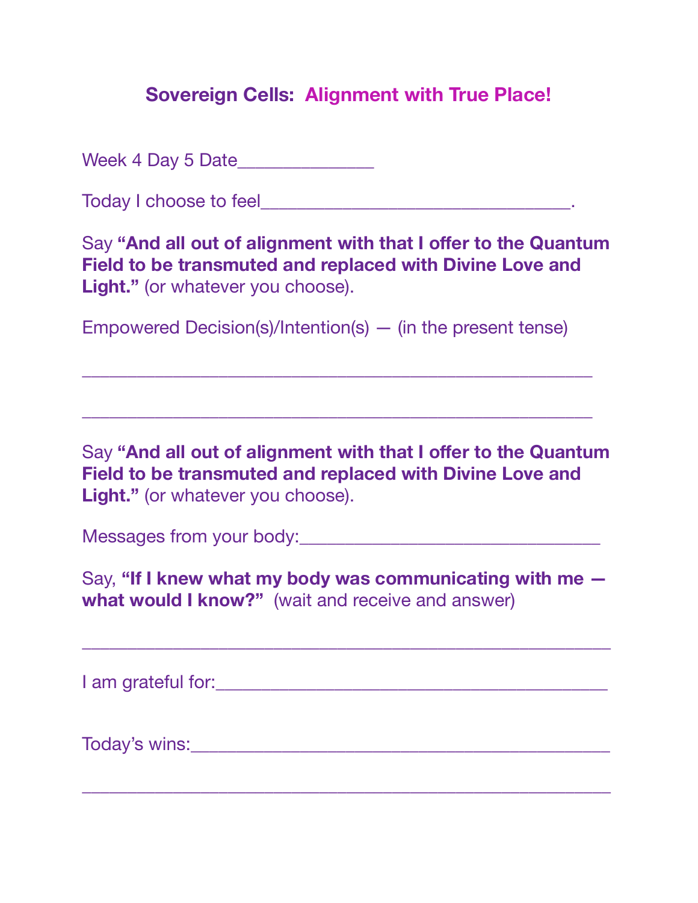# **Sovereign Cells: Alignment with True Place!**

Week 4 Day 5 Date______________

Today I choose to feel________________________________.

Say **"And all out of alignment with that I offer to the Quantum Field to be transmuted and replaced with Divine Love and Light."** (or whatever you choose).

Empowered Decision(s)/Intention(s) — (in the present tense)

_____________________________________________________

_____________________________________________________

Say **"And all out of alignment with that I offer to the Quantum Field to be transmuted and replaced with Divine Love and Light."** (or whatever you choose).

Messages from your body:______________________________

Say, **"If I knew what my body was communicating with me — what would I know?"** (wait and receive and answer)

_______________________________________________________

I am grateful for:_________________________________________

Today's wins:____________________________________________

_______________________________________________________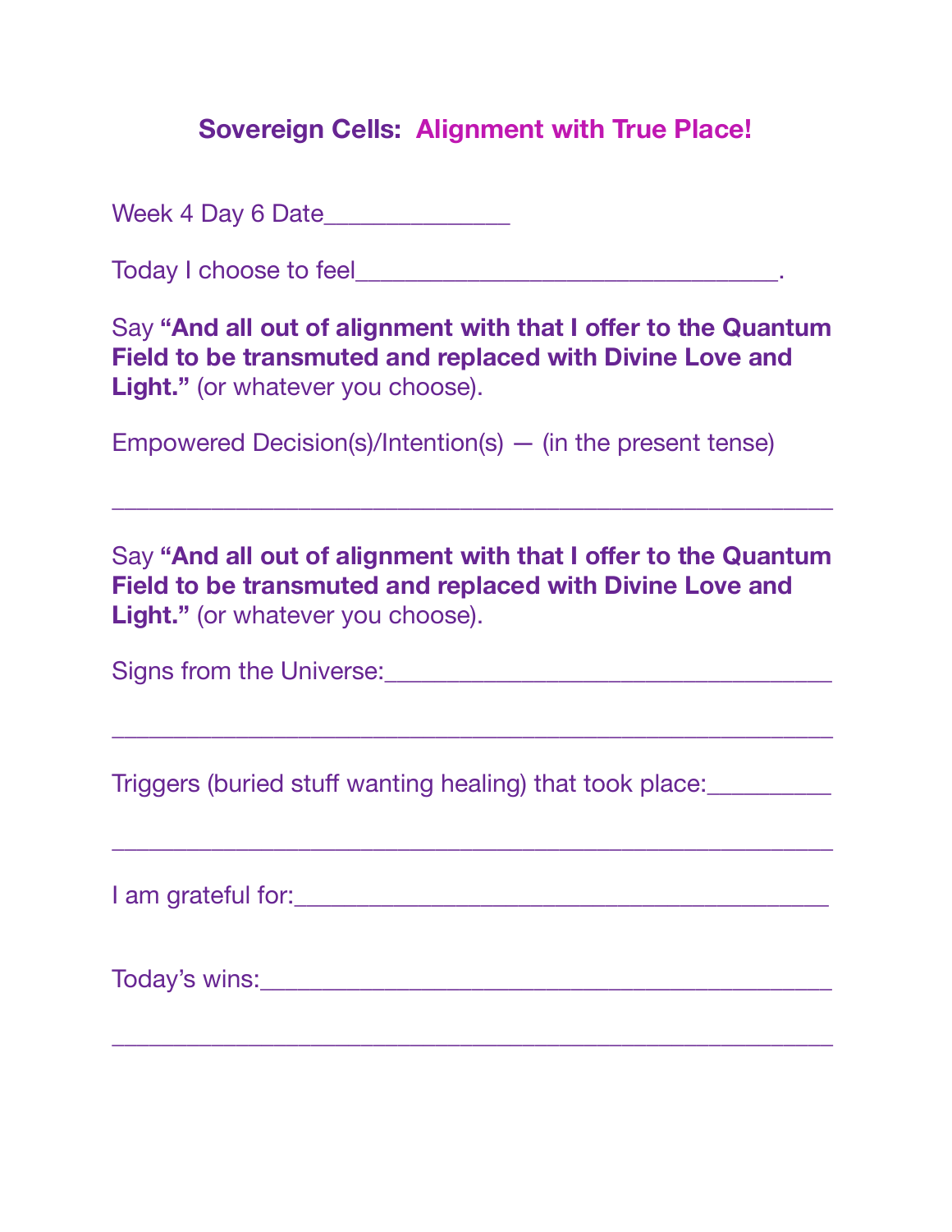## Sovereign Cells: Alignment with True Place!

Week 4 Day 6 Date______________

Today I choose to feel________________________________.

Say **"And all out of alignment with that I offer to the Quantum Field to be transmuted and replaced with Divine Love and Light."** (or whatever you choose).

Empowered Decision(s)/Intention(s) — (in the present tense)

_______________________________________________________

Say **"And all out of alignment with that I offer to the Quantum Field to be transmuted and replaced with Divine Love and Light."** (or whatever you choose).

Signs from the Universe:__________________________________

_______________________________________________________

Triggers (buried stuff wanting healing) that took place:_________

_______________________________________________________

I am grateful for:_________________________________________

Today's wins:____________________________________________

_______________________________________________________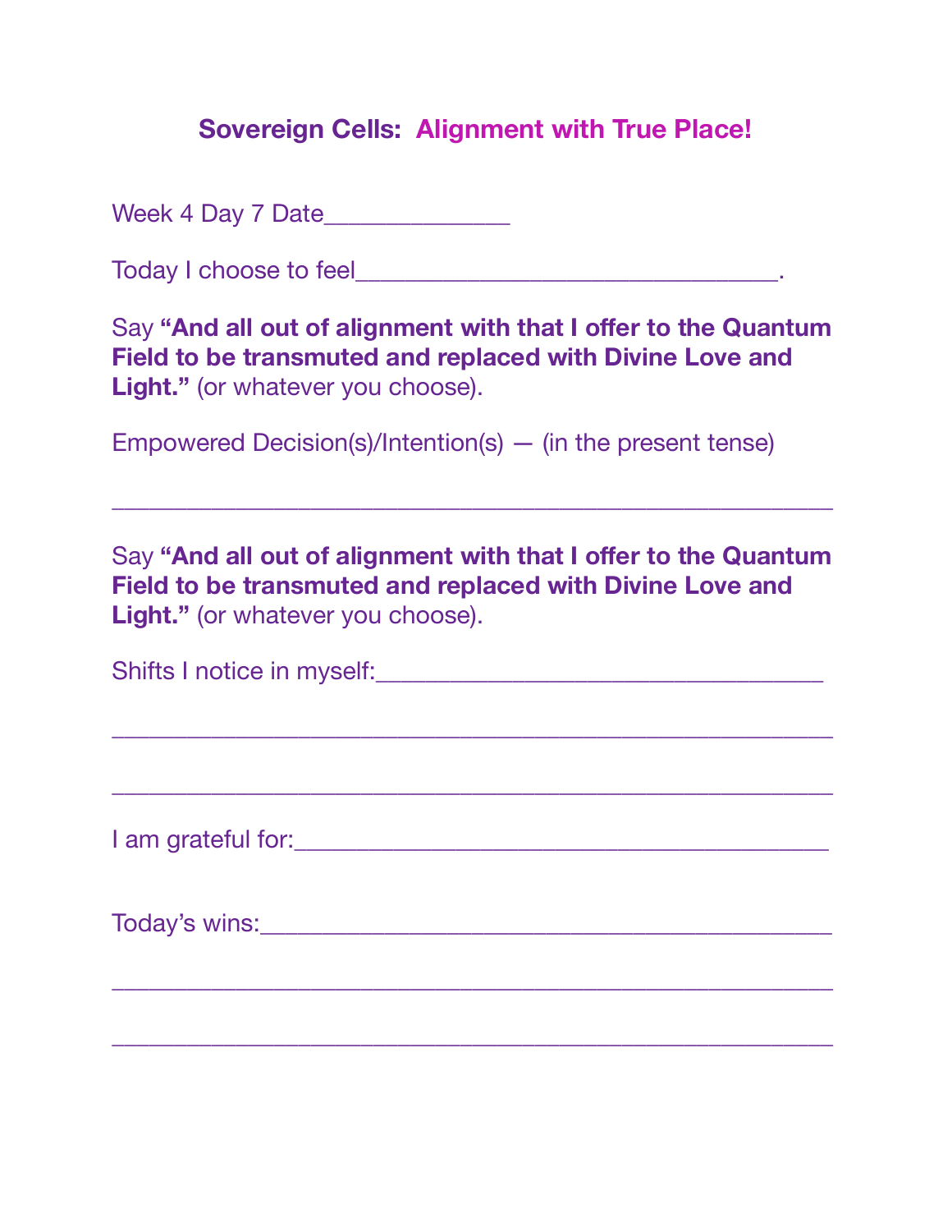# **Sovereign Cells: Alignment with True Place!**

Week 4 Day 7 Date______________

Today I choose to feel________________________________.

Say **"And all out of alignment with that I offer to the Quantum Field to be transmuted and replaced with Divine Love and Light."** (or whatever you choose).

Empowered Decision(s)/Intention(s) — (in the present tense)

______________________________________________________

Say **"And all out of alignment with that I offer to the Quantum Field to be transmuted and replaced with Divine Love and Light."** (or whatever you choose).

Shifts I notice in myself:__________________________________

______________________________________________________

______________________________________________________

I am grateful for:_________________________________________

Today's wins:____________________________________________

______________________________________________________

______________________________________________________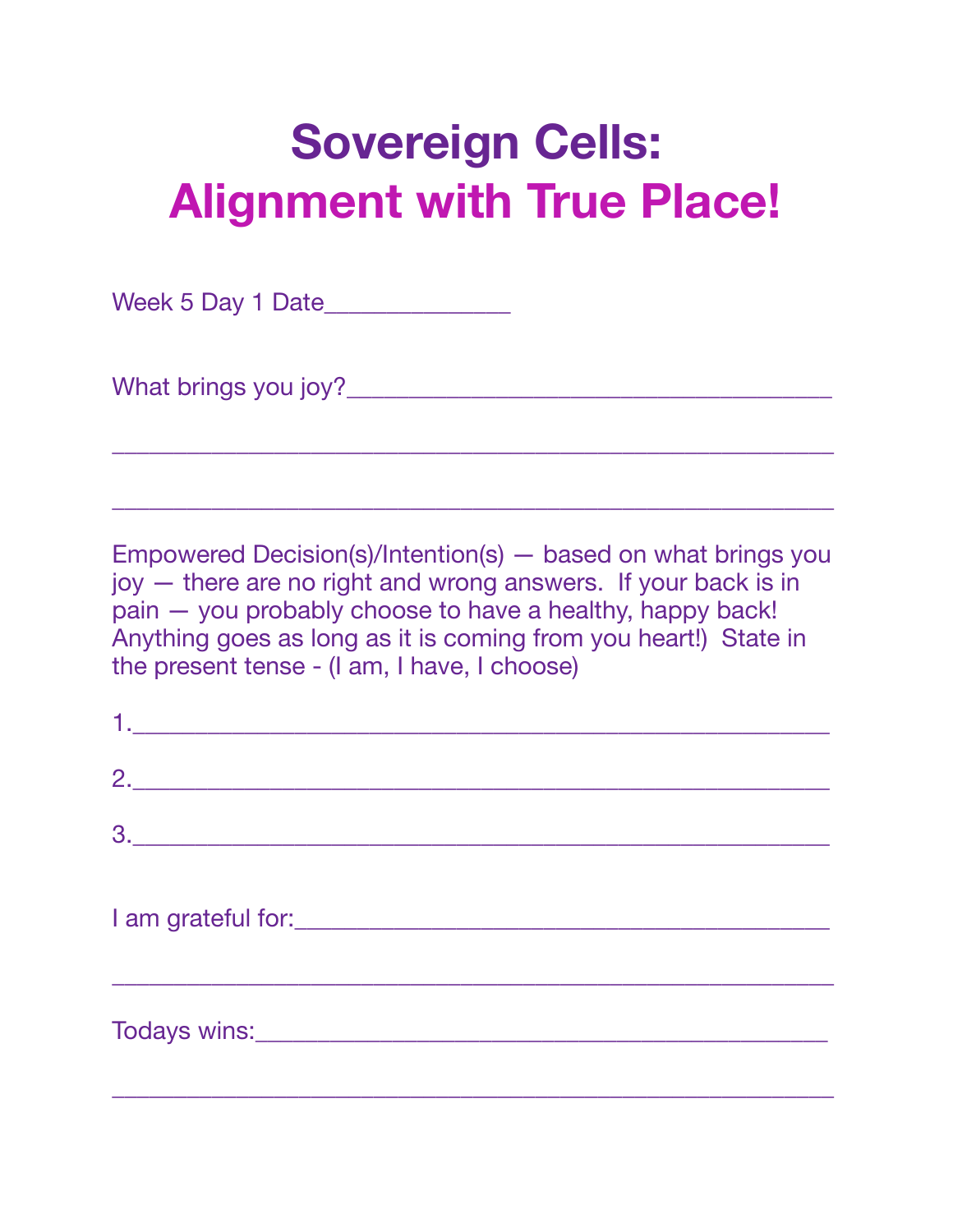# Sovereign Cells:
# Alignment with True Place!

Week 5 Day 1 Date______________

What brings you joy?____________________________________

______________________________________________________

______________________________________________________

Empowered Decision(s)/Intention(s) — based on what brings you joy — there are no right and wrong answers. If your back is in pain — you probably choose to have a healthy, happy back! Anything goes as long as it is coming from you heart!) State in the present tense - (I am, I have, I choose)

1.____________________________________________________

2.____________________________________________________

3.____________________________________________________

I am grateful for:_______________________________________

______________________________________________________

Todays wins:___________________________________________

______________________________________________________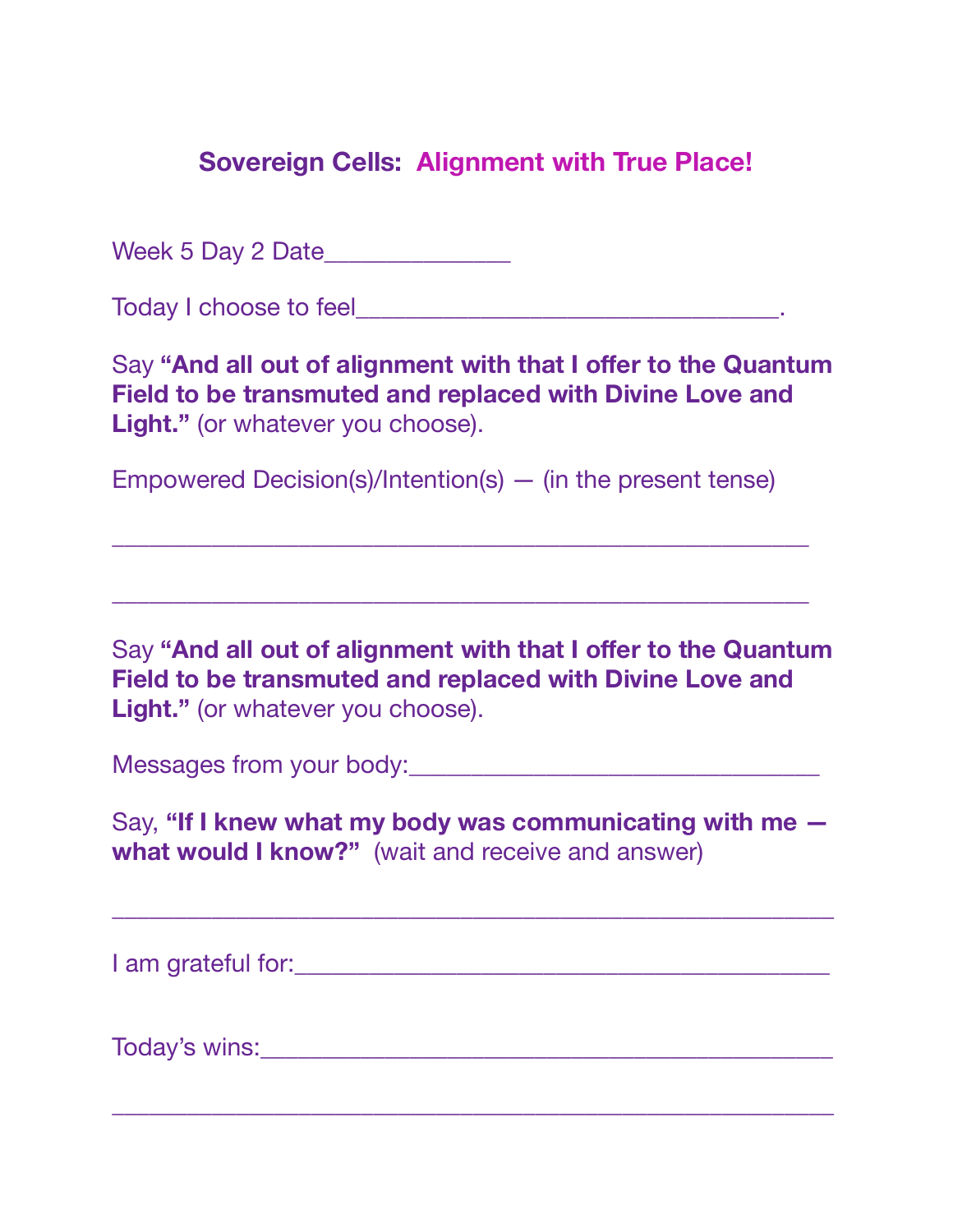## Sovereign Cells: Alignment with True Place!

Week 5 Day 2 Date_______________

Today I choose to feel__________________________________.

Say **"And all out of alignment with that I offer to the Quantum Field to be transmuted and replaced with Divine Love and Light."** (or whatever you choose).

Empowered Decision(s)/Intention(s) — (in the present tense)

________________________________________________________

________________________________________________________

Say **"And all out of alignment with that I offer to the Quantum Field to be transmuted and replaced with Divine Love and Light."** (or whatever you choose).

Messages from your body:_________________________________

Say, **"If I knew what my body was communicating with me — what would I know?"** (wait and receive and answer)

__________________________________________________________

I am grateful for:____________________________________________

Today's wins:_______________________________________________

__________________________________________________________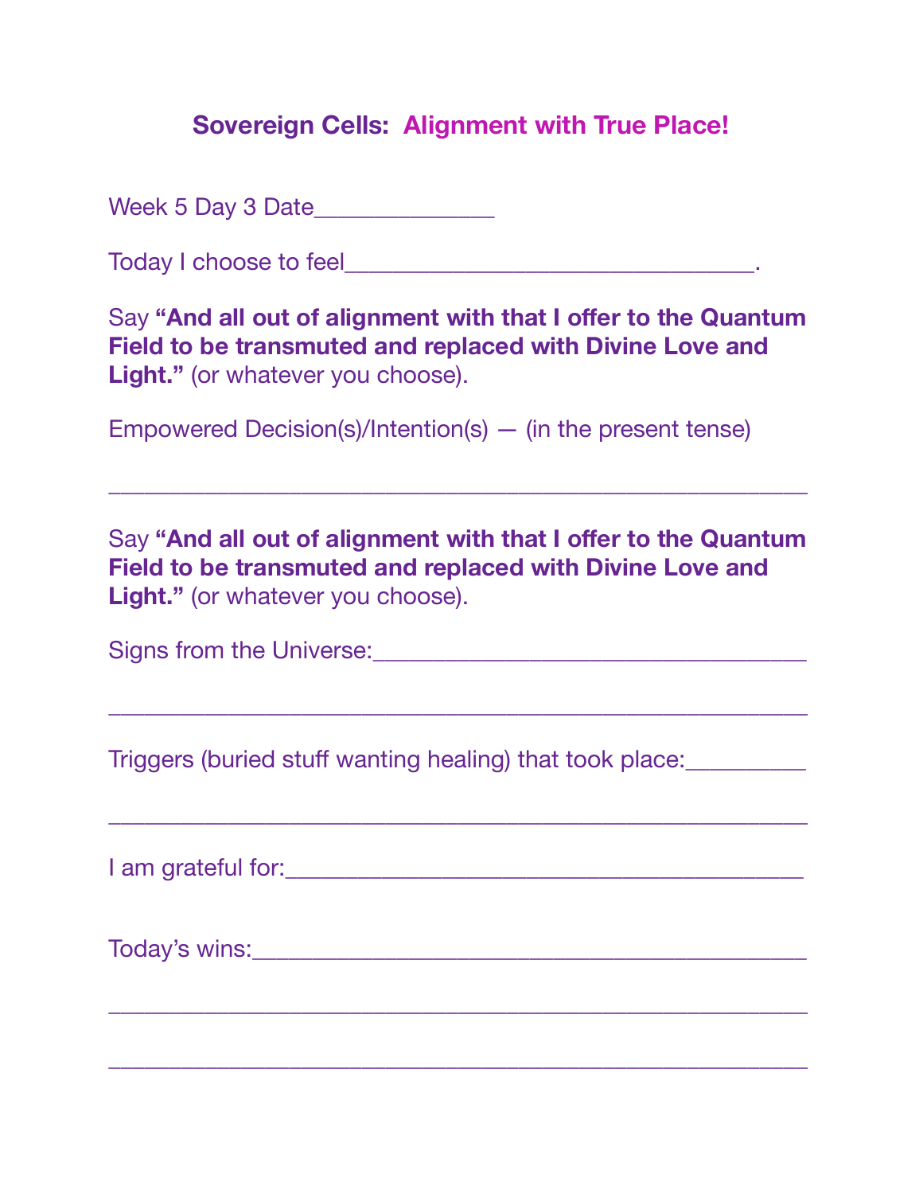# **Sovereign Cells: Alignment with True Place!**

Week 5 Day 3 Date______________

Today I choose to feel________________________________.

Say **"And all out of alignment with that I offer to the Quantum Field to be transmuted and replaced with Divine Love and Light."** (or whatever you choose).

Empowered Decision(s)/Intention(s) — (in the present tense)

_______________________________________________________

Say **"And all out of alignment with that I offer to the Quantum Field to be transmuted and replaced with Divine Love and Light."** (or whatever you choose).

Signs from the Universe:__________________________________

_______________________________________________________

Triggers (buried stuff wanting healing) that took place:__________

_______________________________________________________

I am grateful for:_________________________________________

Today's wins:____________________________________________

_______________________________________________________

_______________________________________________________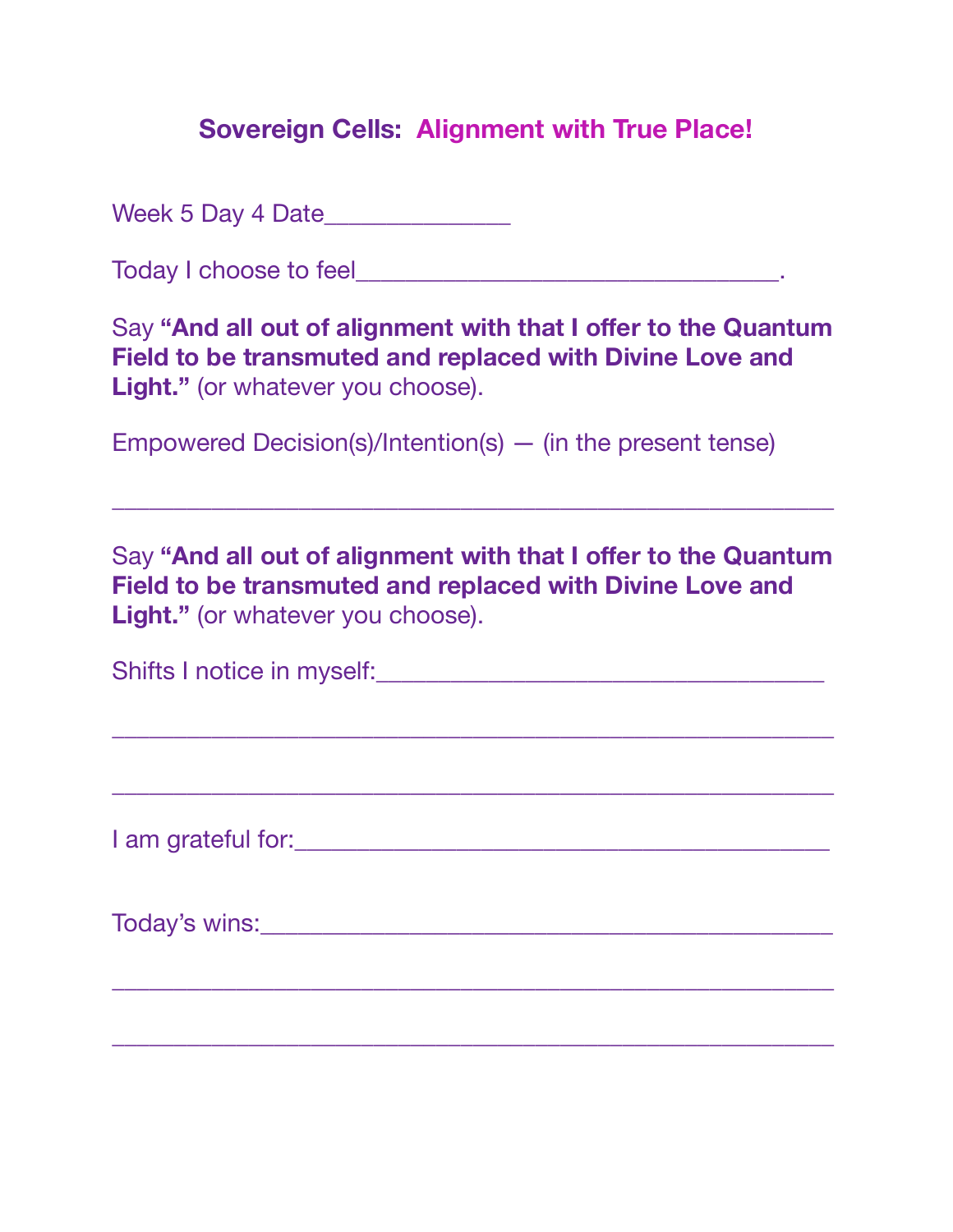## **Sovereign Cells: Alignment with True Place!**

Week 5 Day 4 Date______________

Today I choose to feel________________________________.

Say **"And all out of alignment with that I offer to the Quantum Field to be transmuted and replaced with Divine Love and Light."** (or whatever you choose).

Empowered Decision(s)/Intention(s) — (in the present tense)

_______________________________________________________

Say **"And all out of alignment with that I offer to the Quantum Field to be transmuted and replaced with Divine Love and Light."** (or whatever you choose).

Shifts I notice in myself:_________________________________

_______________________________________________________

_______________________________________________________

I am grateful for:_________________________________________

Today's wins:____________________________________________

_______________________________________________________

_______________________________________________________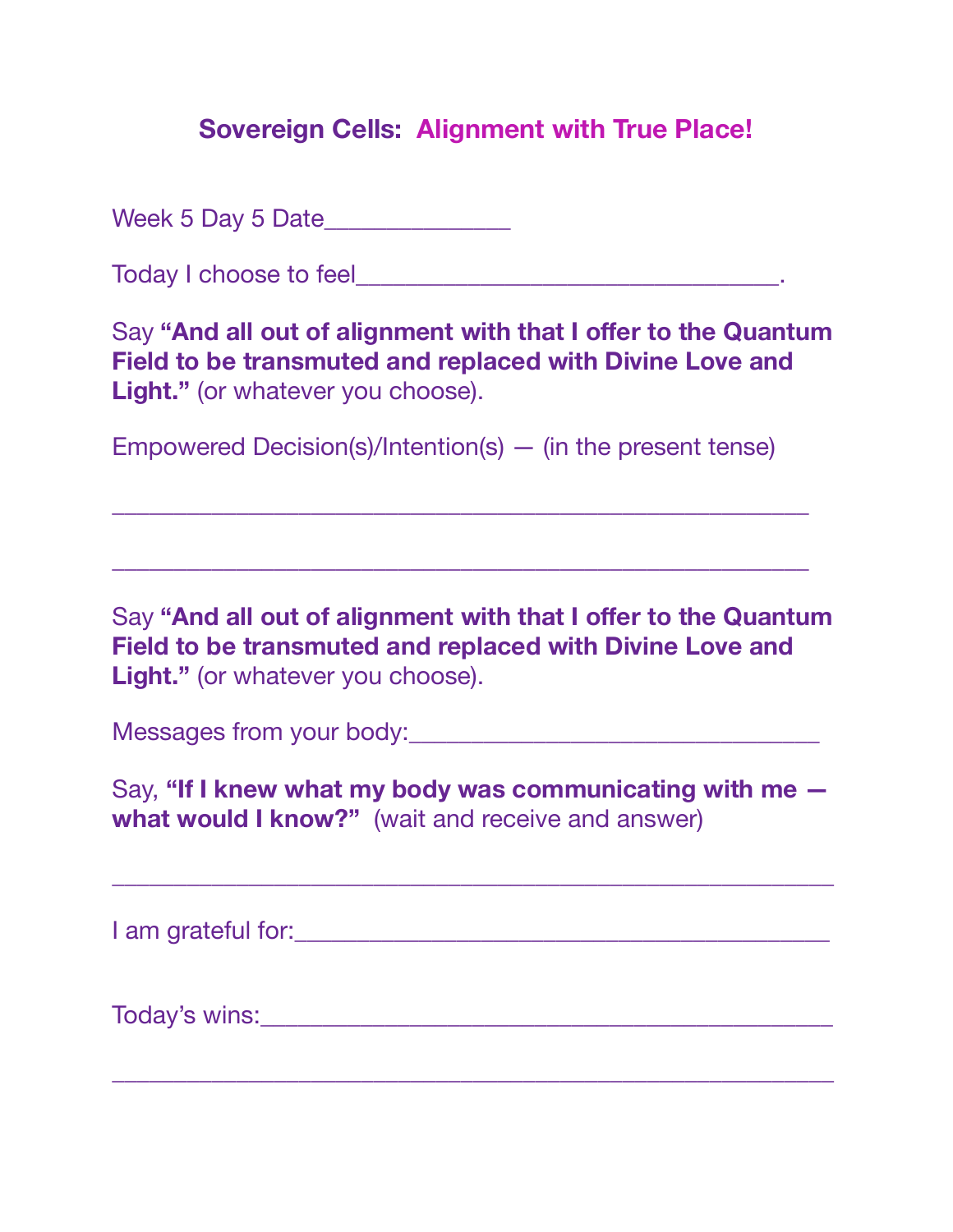## **Sovereign Cells: Alignment with True Place!**

Week 5 Day 5 Date______________

Today I choose to feel________________________________.

Say **"And all out of alignment with that I offer to the Quantum Field to be transmuted and replaced with Divine Love and Light."** (or whatever you choose).

Empowered Decision(s)/Intention(s) — (in the present tense)

_____________________________________________________

_____________________________________________________

Say **"And all out of alignment with that I offer to the Quantum Field to be transmuted and replaced with Divine Love and Light."** (or whatever you choose).

Messages from your body:_______________________________

Say, **"If I knew what my body was communicating with me — what would I know?"** (wait and receive and answer)

_______________________________________________________

I am grateful for:_________________________________________

Today's wins:____________________________________________

_______________________________________________________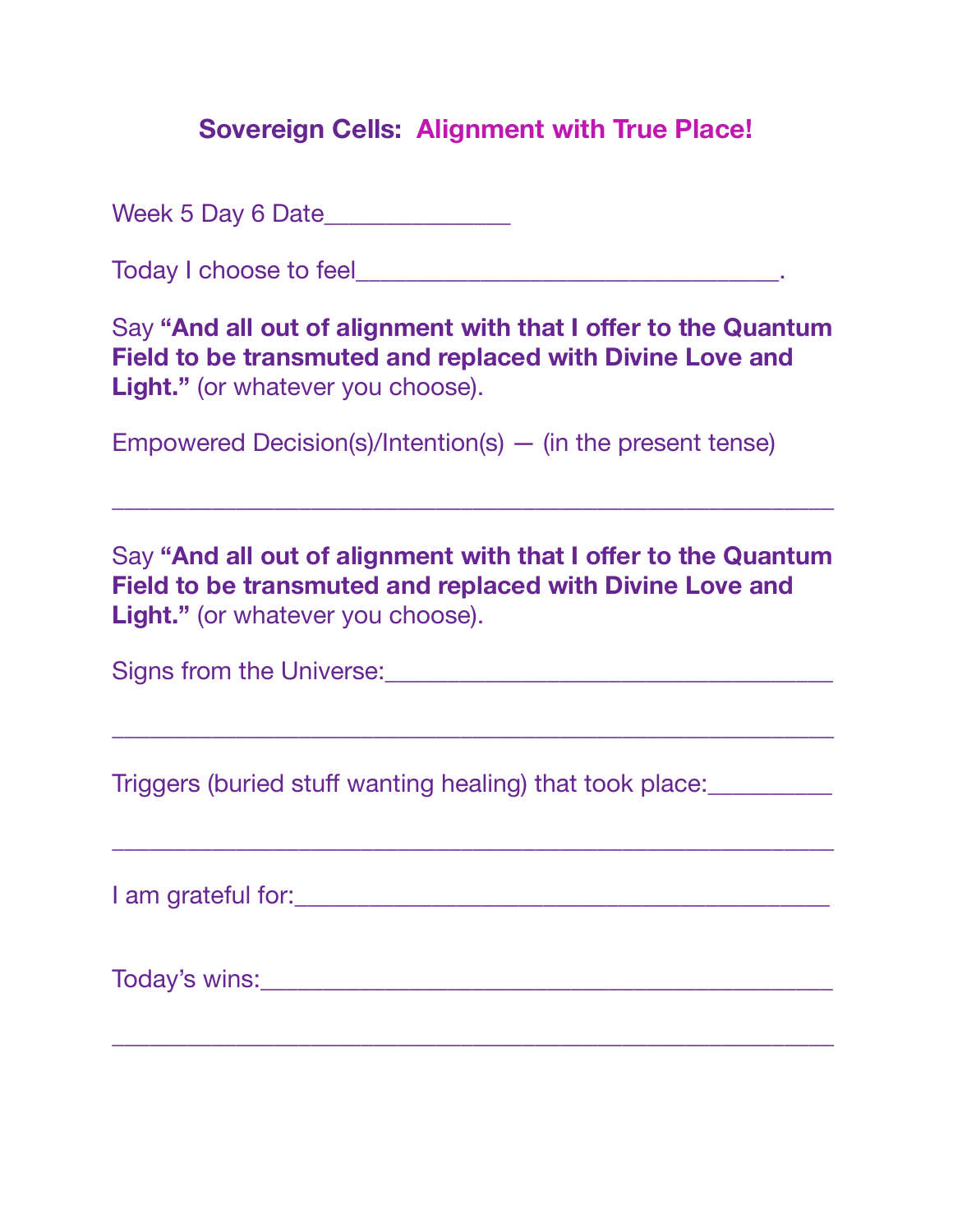## **Sovereign Cells: Alignment with True Place!**

Week 5 Day 6 Date______________

Today I choose to feel________________________________.

Say **"And all out of alignment with that I offer to the Quantum Field to be transmuted and replaced with Divine Love and Light."** (or whatever you choose).

Empowered Decision(s)/Intention(s) — (in the present tense)

______________________________________________________

Say **"And all out of alignment with that I offer to the Quantum Field to be transmuted and replaced with Divine Love and Light."** (or whatever you choose).

Signs from the Universe:__________________________________

______________________________________________________

Triggers (buried stuff wanting healing) that took place:__________

______________________________________________________

I am grateful for:_________________________________________

Today's wins:____________________________________________

______________________________________________________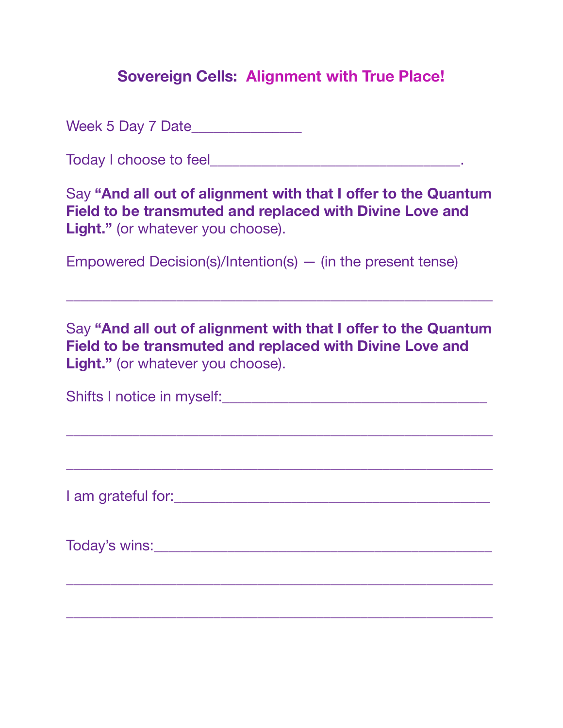# Sovereign Cells: Alignment with True Place!

Week 5 Day 7 Date______________

Today I choose to feel________________________________.

Say **"And all out of alignment with that I offer to the Quantum Field to be transmuted and replaced with Divine Love and Light."** (or whatever you choose).

Empowered Decision(s)/Intention(s) — (in the present tense)

_______________________________________________________

Say **"And all out of alignment with that I offer to the Quantum Field to be transmuted and replaced with Divine Love and Light."** (or whatever you choose).

Shifts I notice in myself:_________________________________

_______________________________________________________

_______________________________________________________

I am grateful for:_________________________________________

Today's wins:____________________________________________

_______________________________________________________

_______________________________________________________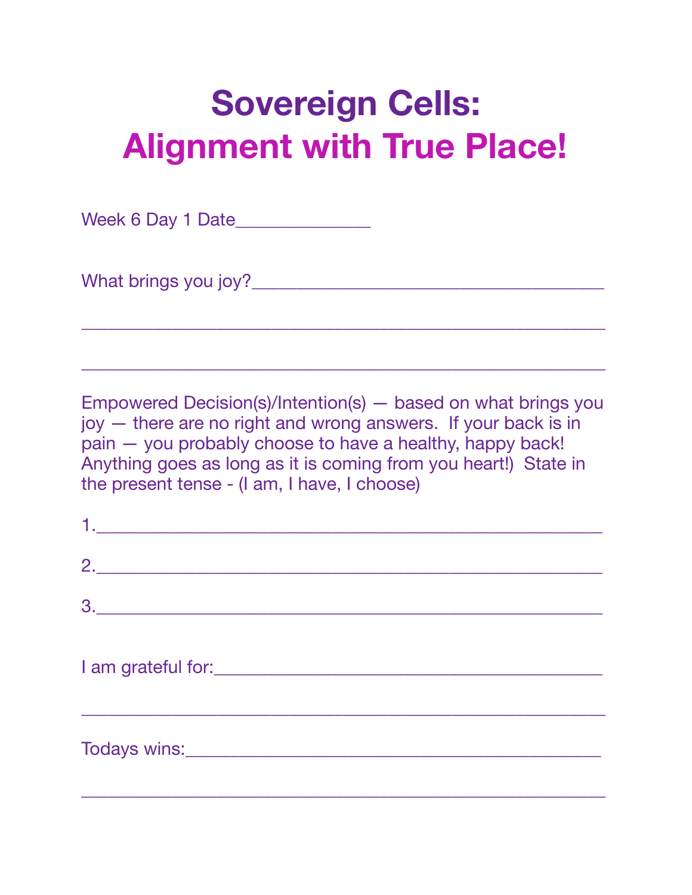# Sovereign Cells:
# Alignment with True Place!

Week 6 Day 1 Date______________

What brings you joy?____________________________________

__________________________________________________

__________________________________________________

Empowered Decision(s)/Intention(s) — based on what brings you joy — there are no right and wrong answers. If your back is in pain — you probably choose to have a healthy, happy back! Anything goes as long as it is coming from you heart!) State in the present tense - (I am, I have, I choose)

1.________________________________________________

2.________________________________________________

3.________________________________________________

I am grateful for:_______________________________________

__________________________________________________

Todays wins:___________________________________________

__________________________________________________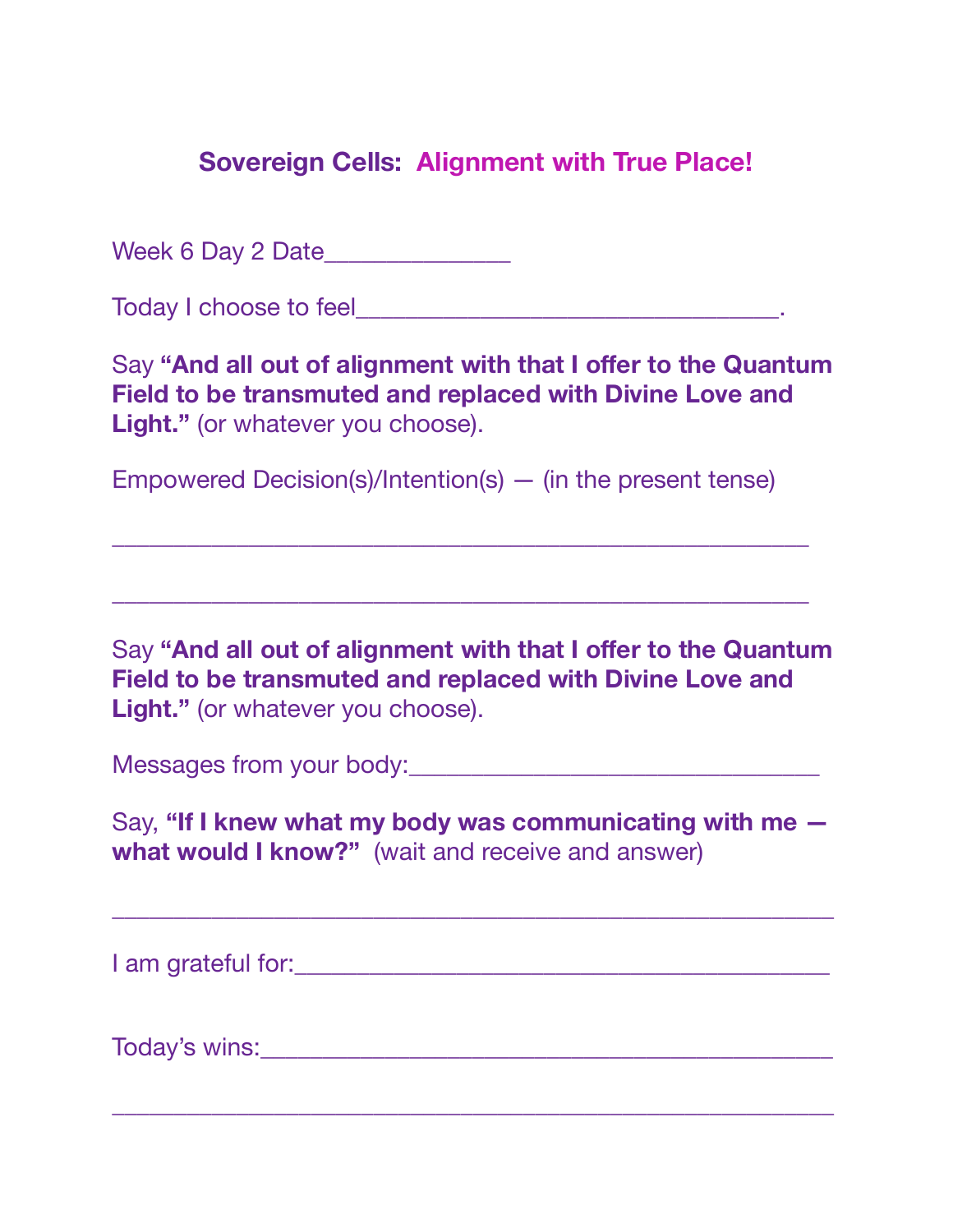## **Sovereign Cells: Alignment with True Place!**

Week 6 Day 2 Date______________

Today I choose to feel________________________________.

Say **"And all out of alignment with that I offer to the Quantum Field to be transmuted and replaced with Divine Love and Light."** (or whatever you choose).

Empowered Decision(s)/Intention(s) — (in the present tense)

_____________________________________________________

_____________________________________________________

Say **"And all out of alignment with that I offer to the Quantum Field to be transmuted and replaced with Divine Love and Light."** (or whatever you choose).

Messages from your body:_______________________________

Say, **"If I knew what my body was communicating with me — what would I know?"** (wait and receive and answer)

_______________________________________________________

I am grateful for:__________________________________________

Today's wins:____________________________________________

_______________________________________________________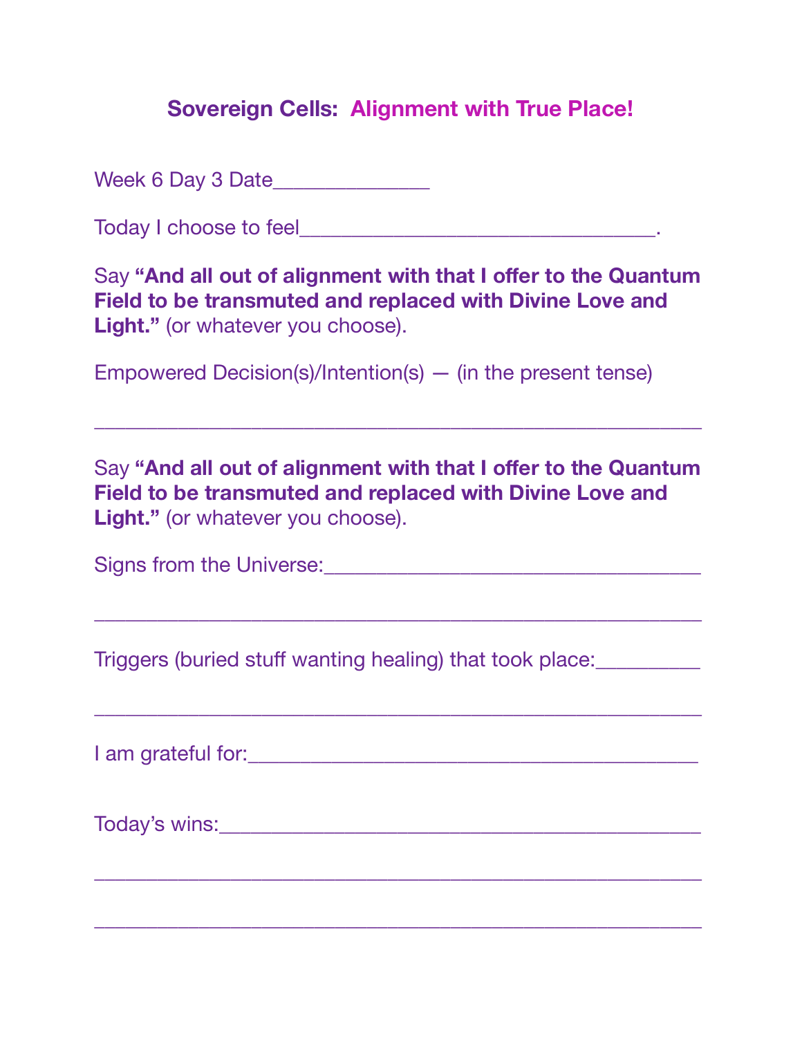## **Sovereign Cells: Alignment with True Place!**

Week 6 Day 3 Date______________

Today I choose to feel________________________________.

Say **"And all out of alignment with that I offer to the Quantum Field to be transmuted and replaced with Divine Love and Light."** (or whatever you choose).

Empowered Decision(s)/Intention(s) — (in the present tense)

_______________________________________________________

Say **"And all out of alignment with that I offer to the Quantum Field to be transmuted and replaced with Divine Love and Light."** (or whatever you choose).

Signs from the Universe:__________________________________

_______________________________________________________

Triggers (buried stuff wanting healing) that took place:_________

_______________________________________________________

I am grateful for:_________________________________________

Today's wins:____________________________________________

_______________________________________________________

_______________________________________________________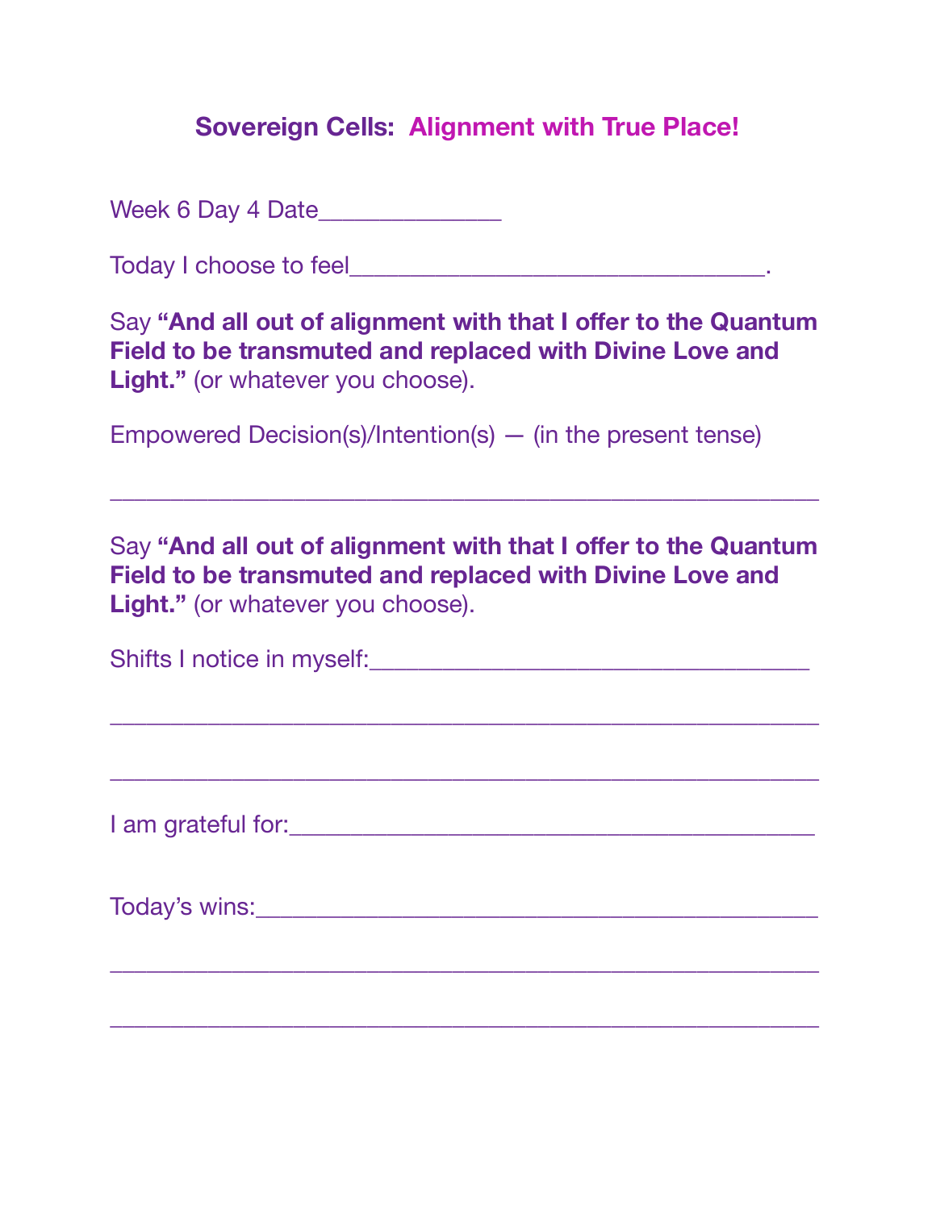# **Sovereign Cells: Alignment with True Place!**

Week 6 Day 4 Date______________

Today I choose to feel________________________________.

Say **"And all out of alignment with that I offer to the Quantum Field to be transmuted and replaced with Divine Love and Light."** (or whatever you choose).

Empowered Decision(s)/Intention(s) — (in the present tense)

_______________________________________________________

Say **"And all out of alignment with that I offer to the Quantum Field to be transmuted and replaced with Divine Love and Light."** (or whatever you choose).

Shifts I notice in myself:_________________________________

_______________________________________________________

_______________________________________________________

I am grateful for:_________________________________________

Today's wins:____________________________________________

_______________________________________________________

_______________________________________________________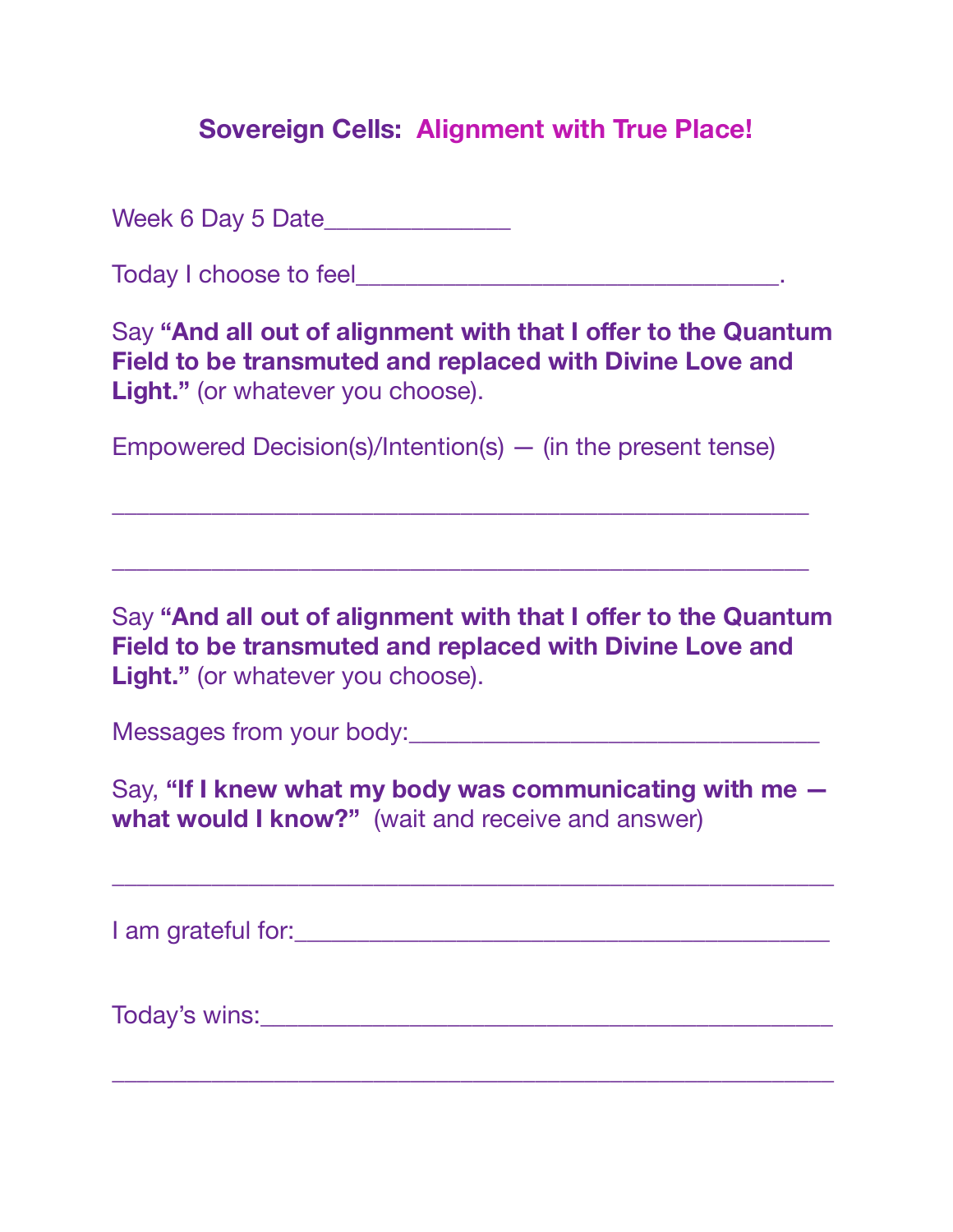## **Sovereign Cells: Alignment with True Place!**

Week 6 Day 5 Date______________

Today I choose to feel________________________________.

Say **"And all out of alignment with that I offer to the Quantum Field to be transmuted and replaced with Divine Love and Light."** (or whatever you choose).

Empowered Decision(s)/Intention(s) — (in the present tense)

_____________________________________________________

_____________________________________________________

Say **"And all out of alignment with that I offer to the Quantum Field to be transmuted and replaced with Divine Love and Light."** (or whatever you choose).

Messages from your body:______________________________

Say, **"If I knew what my body was communicating with me — what would I know?"** (wait and receive and answer)

_______________________________________________________

I am grateful for:________________________________________

Today's wins:___________________________________________

_______________________________________________________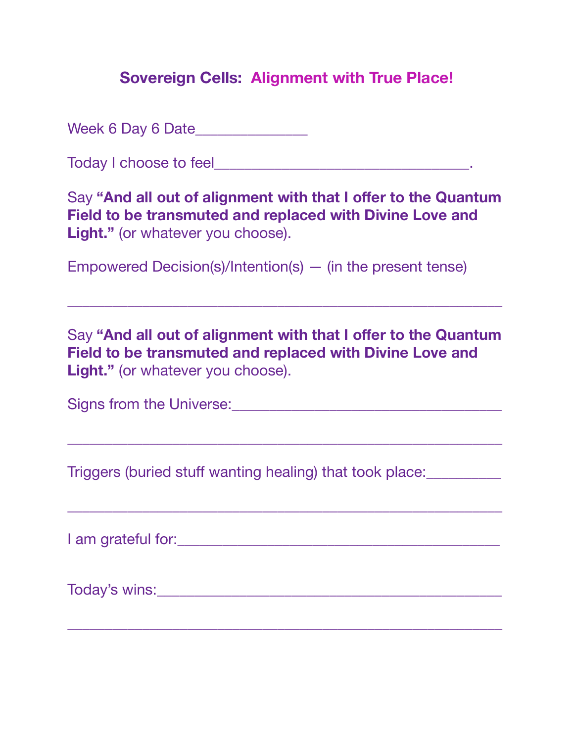# Sovereign Cells: Alignment with True Place!

Week 6 Day 6 Date______________

Today I choose to feel________________________________.

Say **"And all out of alignment with that I offer to the Quantum Field to be transmuted and replaced with Divine Love and Light."** (or whatever you choose).

Empowered Decision(s)/Intention(s) — (in the present tense)

_______________________________________________________

Say **"And all out of alignment with that I offer to the Quantum Field to be transmuted and replaced with Divine Love and Light."** (or whatever you choose).

Signs from the Universe:__________________________________

_______________________________________________________

Triggers (buried stuff wanting healing) that took place:_________

_______________________________________________________

I am grateful for:_________________________________________

Today's wins:____________________________________________

_______________________________________________________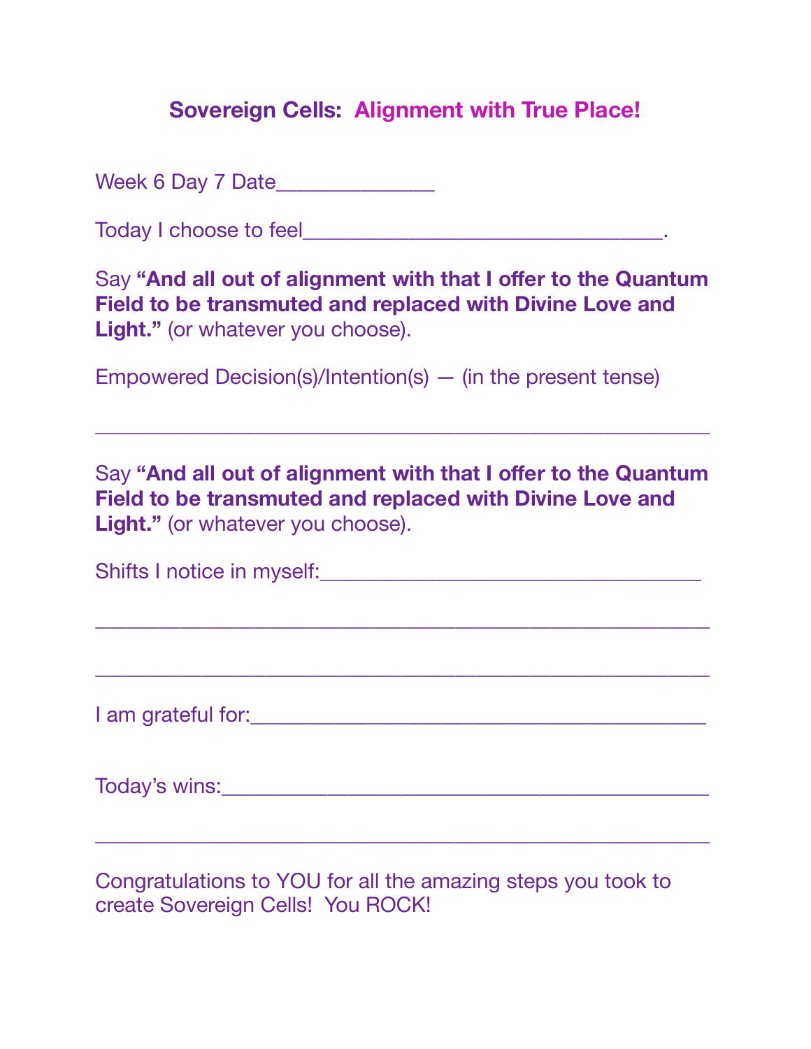## **Sovereign Cells: Alignment with True Place!**

Week 6 Day 7 Date______________

Today I choose to feel________________________________.

Say **"And all out of alignment with that I offer to the Quantum Field to be transmuted and replaced with Divine Love and Light."** (or whatever you choose).

Empowered Decision(s)/Intention(s) — (in the present tense)

_______________________________________________________

Say **"And all out of alignment with that I offer to the Quantum Field to be transmuted and replaced with Divine Love and Light."** (or whatever you choose).

Shifts I notice in myself:__________________________________

_______________________________________________________

_______________________________________________________

I am grateful for:________________________________________

Today's wins:___________________________________________

_______________________________________________________

Congratulations to YOU for all the amazing steps you took to create Sovereign Cells! You ROCK!